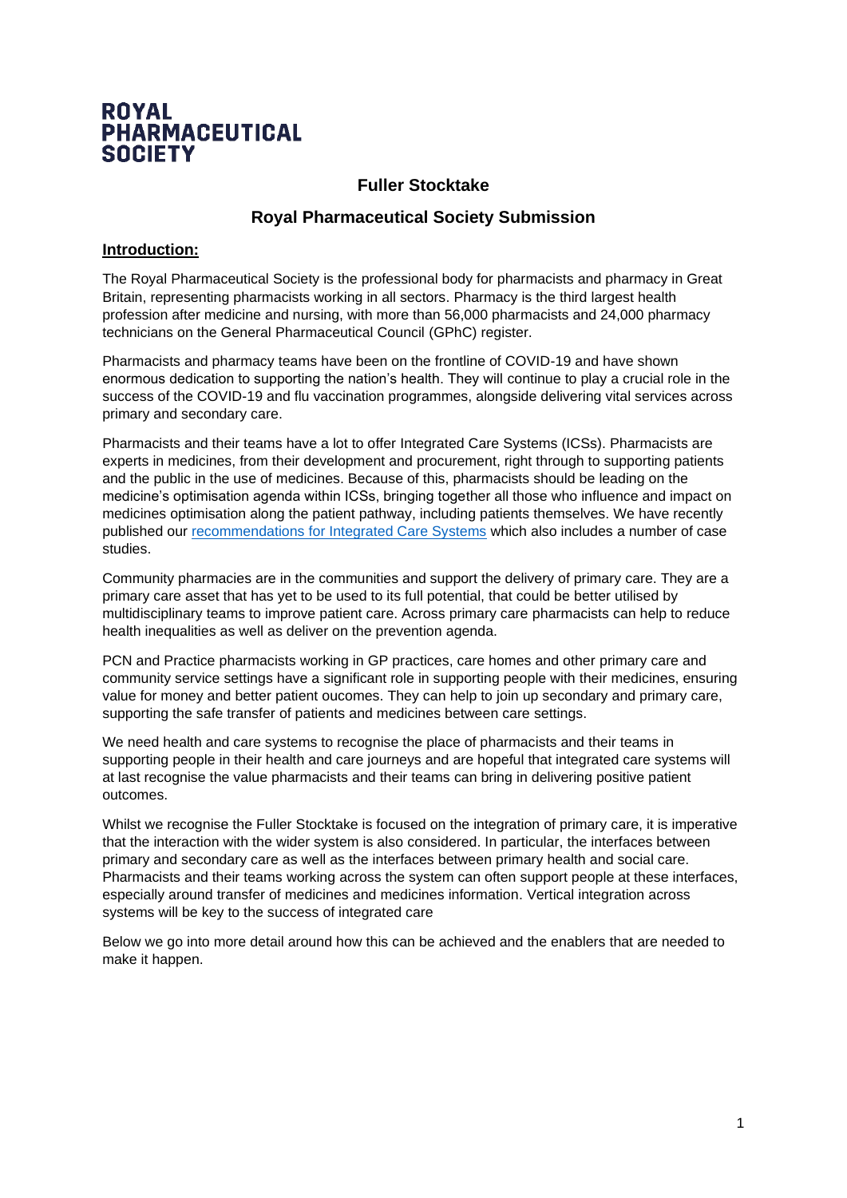**ROYAL PHARMACEUTICAL SOCIETY**

# Fuller Stocktake

## Royal Pharmaceutical Society Submission

### Introduction:

The Royal Pharmaceutical Society is the professional body for pharmacists and pharmacy in Great Britain, representing pharmacists working in all sectors. Pharmacy is the third largest health profession after medicine and nursing, with more than 56,000 pharmacists and 24,000 pharmacy technicians on the General Pharmaceutical Council (GPhC) register.

Pharmacists and pharmacy teams have been on the frontline of COVID-19 and have shown enormous dedication to supporting the nation's health. They will continue to play a crucial role in the success of the COVID-19 and flu vaccination programmes, alongside delivering vital services across primary and secondary care.

Pharmacists and their teams have a lot to offer Integrated Care Systems (ICSs). Pharmacists are experts in medicines, from their development and procurement, right through to supporting patients and the public in the use of medicines. Because of this, pharmacists should be leading on the medicine's optimisation agenda within ICSs, bringing together all those who influence and impact on medicines optimisation along the patient pathway, including patients themselves. We have recently published our recommendations for Integrated Care Systems which also includes a number of case studies.

Community pharmacies are in the communities and support the delivery of primary care. They are a primary care asset that has yet to be used to its full potential, that could be better utilised by multidisciplinary teams to improve patient care. Across primary care pharmacists can help to reduce health inequalities as well as deliver on the prevention agenda.

PCN and Practice pharmacists working in GP practices, care homes and other primary care and community service settings have a significant role in supporting people with their medicines, ensuring value for money and better patient oucomes. They can help to join up secondary and primary care, supporting the safe transfer of patients and medicines between care settings.

We need health and care systems to recognise the place of pharmacists and their teams in supporting people in their health and care journeys and are hopeful that integrated care systems will at last recognise the value pharmacists and their teams can bring in delivering positive patient outcomes.

Whilst we recognise the Fuller Stocktake is focused on the integration of primary care, it is imperative that the interaction with the wider system is also considered. In particular, the interfaces between primary and secondary care as well as the interfaces between primary health and social care. Pharmacists and their teams working across the system can often support people at these interfaces, especially around transfer of medicines and medicines information. Vertical integration across systems will be key to the success of integrated care

Below we go into more detail around how this can be achieved and the enablers that are needed to make it happen.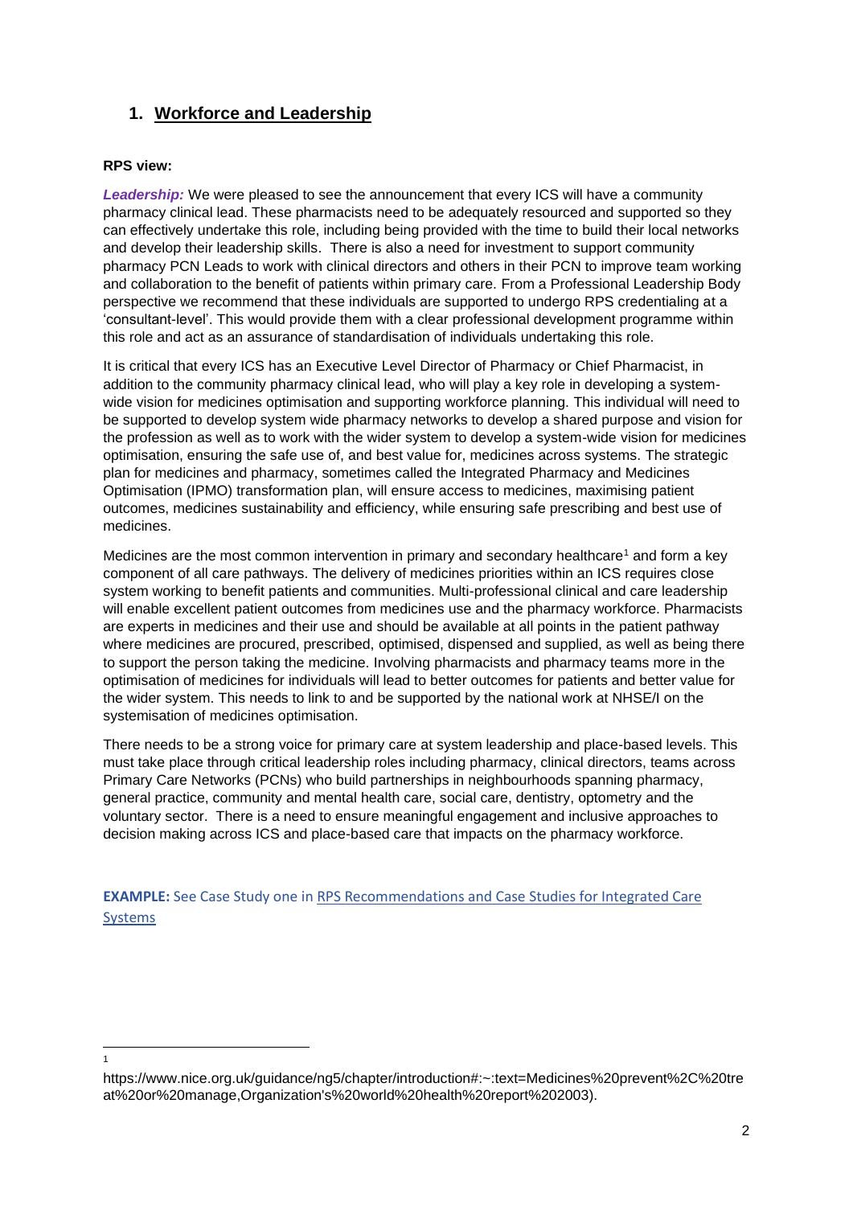## 1. Workforce and Leadership

**RPS view:**

***Leadership:*** We were pleased to see the announcement that every ICS will have a community pharmacy clinical lead. These pharmacists need to be adequately resourced and supported so they can effectively undertake this role, including being provided with the time to build their local networks and develop their leadership skills. There is also a need for investment to support community pharmacy PCN Leads to work with clinical directors and others in their PCN to improve team working and collaboration to the benefit of patients within primary care. From a Professional Leadership Body perspective we recommend that these individuals are supported to undergo RPS credentialing at a 'consultant-level'. This would provide them with a clear professional development programme within this role and act as an assurance of standardisation of individuals undertaking this role.

It is critical that every ICS has an Executive Level Director of Pharmacy or Chief Pharmacist, in addition to the community pharmacy clinical lead, who will play a key role in developing a system-wide vision for medicines optimisation and supporting workforce planning. This individual will need to be supported to develop system wide pharmacy networks to develop a shared purpose and vision for the profession as well as to work with the wider system to develop a system-wide vision for medicines optimisation, ensuring the safe use of, and best value for, medicines across systems. The strategic plan for medicines and pharmacy, sometimes called the Integrated Pharmacy and Medicines Optimisation (IPMO) transformation plan, will ensure access to medicines, maximising patient outcomes, medicines sustainability and efficiency, while ensuring safe prescribing and best use of medicines.

Medicines are the most common intervention in primary and secondary healthcare[1] and form a key component of all care pathways. The delivery of medicines priorities within an ICS requires close system working to benefit patients and communities. Multi-professional clinical and care leadership will enable excellent patient outcomes from medicines use and the pharmacy workforce. Pharmacists are experts in medicines and their use and should be available at all points in the patient pathway where medicines are procured, prescribed, optimised, dispensed and supplied, as well as being there to support the person taking the medicine. Involving pharmacists and pharmacy teams more in the optimisation of medicines for individuals will lead to better outcomes for patients and better value for the wider system. This needs to link to and be supported by the national work at NHSE/I on the systemisation of medicines optimisation.

There needs to be a strong voice for primary care at system leadership and place-based levels. This must take place through critical leadership roles including pharmacy, clinical directors, teams across Primary Care Networks (PCNs) who build partnerships in neighbourhoods spanning pharmacy, general practice, community and mental health care, social care, dentistry, optometry and the voluntary sector. There is a need to ensure meaningful engagement and inclusive approaches to decision making across ICS and place-based care that impacts on the pharmacy workforce.

**EXAMPLE:** See Case Study one in [RPS Recommendations and Case Studies for Integrated Care Systems]

---

[1] https://www.nice.org.uk/guidance/ng5/chapter/introduction#:~:text=Medicines%20prevent%2C%20treat%20or%20manage,Organization's%20world%20health%20report%202003).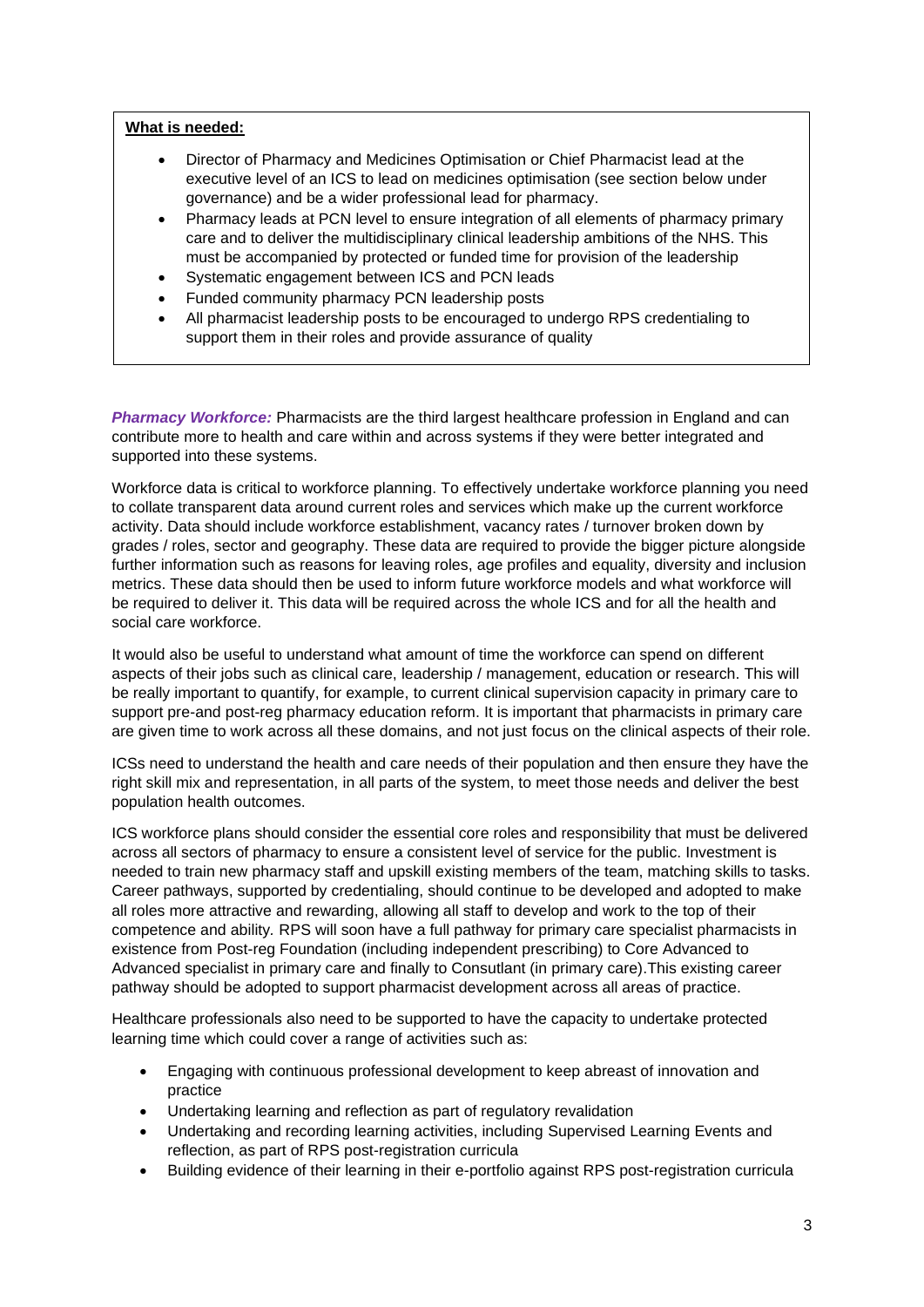**What is needed:**

- Director of Pharmacy and Medicines Optimisation or Chief Pharmacist lead at the executive level of an ICS to lead on medicines optimisation (see section below under governance) and be a wider professional lead for pharmacy.
- Pharmacy leads at PCN level to ensure integration of all elements of pharmacy primary care and to deliver the multidisciplinary clinical leadership ambitions of the NHS. This must be accompanied by protected or funded time for provision of the leadership
- Systematic engagement between ICS and PCN leads
- Funded community pharmacy PCN leadership posts
- All pharmacist leadership posts to be encouraged to undergo RPS credentialing to support them in their roles and provide assurance of quality

***Pharmacy Workforce:*** Pharmacists are the third largest healthcare profession in England and can contribute more to health and care within and across systems if they were better integrated and supported into these systems.

Workforce data is critical to workforce planning. To effectively undertake workforce planning you need to collate transparent data around current roles and services which make up the current workforce activity. Data should include workforce establishment, vacancy rates / turnover broken down by grades / roles, sector and geography. These data are required to provide the bigger picture alongside further information such as reasons for leaving roles, age profiles and equality, diversity and inclusion metrics. These data should then be used to inform future workforce models and what workforce will be required to deliver it. This data will be required across the whole ICS and for all the health and social care workforce.

It would also be useful to understand what amount of time the workforce can spend on different aspects of their jobs such as clinical care, leadership / management, education or research. This will be really important to quantify, for example, to current clinical supervision capacity in primary care to support pre-and post-reg pharmacy education reform. It is important that pharmacists in primary care are given time to work across all these domains, and not just focus on the clinical aspects of their role.

ICSs need to understand the health and care needs of their population and then ensure they have the right skill mix and representation, in all parts of the system, to meet those needs and deliver the best population health outcomes.

ICS workforce plans should consider the essential core roles and responsibility that must be delivered across all sectors of pharmacy to ensure a consistent level of service for the public. Investment is needed to train new pharmacy staff and upskill existing members of the team, matching skills to tasks. Career pathways, supported by credentialing, should continue to be developed and adopted to make all roles more attractive and rewarding, allowing all staff to develop and work to the top of their competence and ability. RPS will soon have a full pathway for primary care specialist pharmacists in existence from Post-reg Foundation (including independent prescribing) to Core Advanced to Advanced specialist in primary care and finally to Consultant (in primary care).This existing career pathway should be adopted to support pharmacist development across all areas of practice.

Healthcare professionals also need to be supported to have the capacity to undertake protected learning time which could cover a range of activities such as:

- Engaging with continuous professional development to keep abreast of innovation and practice
- Undertaking learning and reflection as part of regulatory revalidation
- Undertaking and recording learning activities, including Supervised Learning Events and reflection, as part of RPS post-registration curricula
- Building evidence of their learning in their e-portfolio against RPS post-registration curricula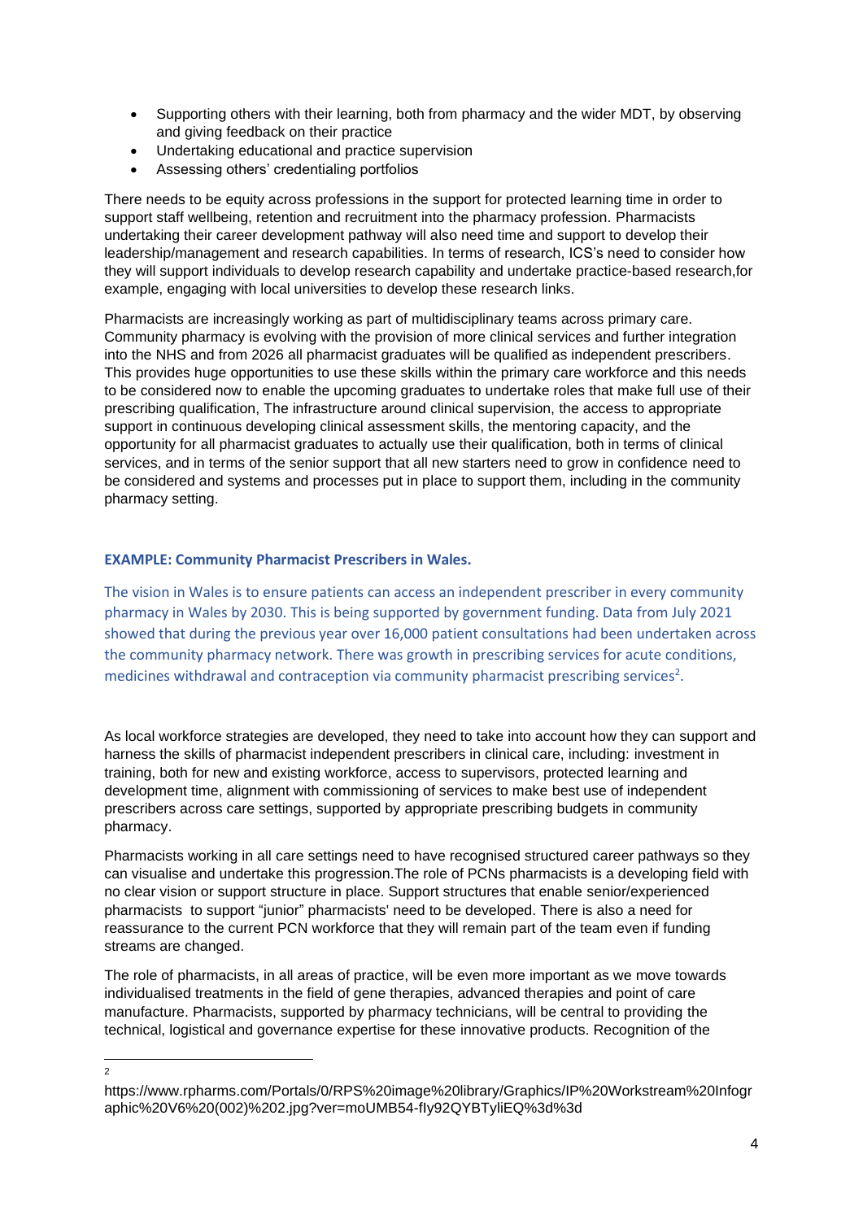- Supporting others with their learning, both from pharmacy and the wider MDT, by observing and giving feedback on their practice
- Undertaking educational and practice supervision
- Assessing others' credentialing portfolios

There needs to be equity across professions in the support for protected learning time in order to support staff wellbeing, retention and recruitment into the pharmacy profession. Pharmacists undertaking their career development pathway will also need time and support to develop their leadership/management and research capabilities. In terms of research, ICS's need to consider how they will support individuals to develop research capability and undertake practice-based research,for example, engaging with local universities to develop these research links.

Pharmacists are increasingly working as part of multidisciplinary teams across primary care. Community pharmacy is evolving with the provision of more clinical services and further integration into the NHS and from 2026 all pharmacist graduates will be qualified as independent prescribers. This provides huge opportunities to use these skills within the primary care workforce and this needs to be considered now to enable the upcoming graduates to undertake roles that make full use of their prescribing qualification, The infrastructure around clinical supervision, the access to appropriate support in continuous developing clinical assessment skills, the mentoring capacity, and the opportunity for all pharmacist graduates to actually use their qualification, both in terms of clinical services, and in terms of the senior support that all new starters need to grow in confidence need to be considered and systems and processes put in place to support them, including in the community pharmacy setting.

**EXAMPLE: Community Pharmacist Prescribers in Wales.**

The vision in Wales is to ensure patients can access an independent prescriber in every community pharmacy in Wales by 2030. This is being supported by government funding. Data from July 2021 showed that during the previous year over 16,000 patient consultations had been undertaken across the community pharmacy network. There was growth in prescribing services for acute conditions, medicines withdrawal and contraception via community pharmacist prescribing services[2].

As local workforce strategies are developed, they need to take into account how they can support and harness the skills of pharmacist independent prescribers in clinical care, including: investment in training, both for new and existing workforce, access to supervisors, protected learning and development time, alignment with commissioning of services to make best use of independent prescribers across care settings, supported by appropriate prescribing budgets in community pharmacy.

Pharmacists working in all care settings need to have recognised structured career pathways so they can visualise and undertake this progression.The role of PCNs pharmacists is a developing field with no clear vision or support structure in place. Support structures that enable senior/experienced pharmacists to support "junior" pharmacists' need to be developed. There is also a need for reassurance to the current PCN workforce that they will remain part of the team even if funding streams are changed.

The role of pharmacists, in all areas of practice, will be even more important as we move towards individualised treatments in the field of gene therapies, advanced therapies and point of care manufacture. Pharmacists, supported by pharmacy technicians, will be central to providing the technical, logistical and governance expertise for these innovative products. Recognition of the

---

[2] https://www.rpharms.com/Portals/0/RPS%20image%20library/Graphics/IP%20Workstream%20Infographic%20V6%20(002)%202.jpg?ver=moUMB54-fIy92QYBTyliEQ%3d%3d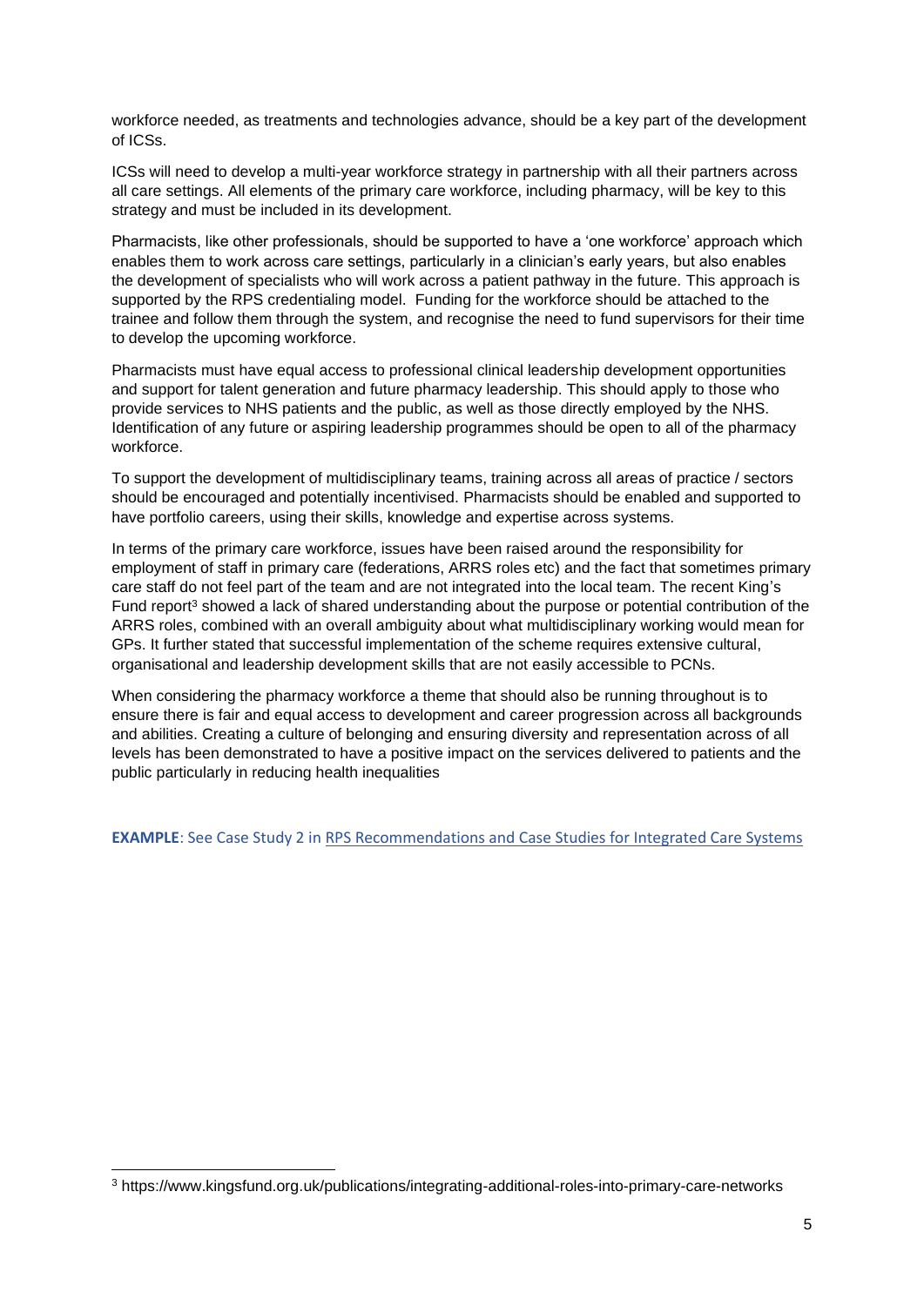workforce needed, as treatments and technologies advance, should be a key part of the development of ICSs.

ICSs will need to develop a multi-year workforce strategy in partnership with all their partners across all care settings. All elements of the primary care workforce, including pharmacy, will be key to this strategy and must be included in its development.

Pharmacists, like other professionals, should be supported to have a 'one workforce' approach which enables them to work across care settings, particularly in a clinician's early years, but also enables the development of specialists who will work across a patient pathway in the future. This approach is supported by the RPS credentialing model. Funding for the workforce should be attached to the trainee and follow them through the system, and recognise the need to fund supervisors for their time to develop the upcoming workforce.

Pharmacists must have equal access to professional clinical leadership development opportunities and support for talent generation and future pharmacy leadership. This should apply to those who provide services to NHS patients and the public, as well as those directly employed by the NHS. Identification of any future or aspiring leadership programmes should be open to all of the pharmacy workforce.

To support the development of multidisciplinary teams, training across all areas of practice / sectors should be encouraged and potentially incentivised. Pharmacists should be enabled and supported to have portfolio careers, using their skills, knowledge and expertise across systems.

In terms of the primary care workforce, issues have been raised around the responsibility for employment of staff in primary care (federations, ARRS roles etc) and the fact that sometimes primary care staff do not feel part of the team and are not integrated into the local team. The recent King's Fund report[3] showed a lack of shared understanding about the purpose or potential contribution of the ARRS roles, combined with an overall ambiguity about what multidisciplinary working would mean for GPs. It further stated that successful implementation of the scheme requires extensive cultural, organisational and leadership development skills that are not easily accessible to PCNs.

When considering the pharmacy workforce a theme that should also be running throughout is to ensure there is fair and equal access to development and career progression across all backgrounds and abilities. Creating a culture of belonging and ensuring diversity and representation across of all levels has been demonstrated to have a positive impact on the services delivered to patients and the public particularly in reducing health inequalities

**EXAMPLE**: See Case Study 2 in [RPS Recommendations and Case Studies for Integrated Care Systems]

---

[3] https://www.kingsfund.org.uk/publications/integrating-additional-roles-into-primary-care-networks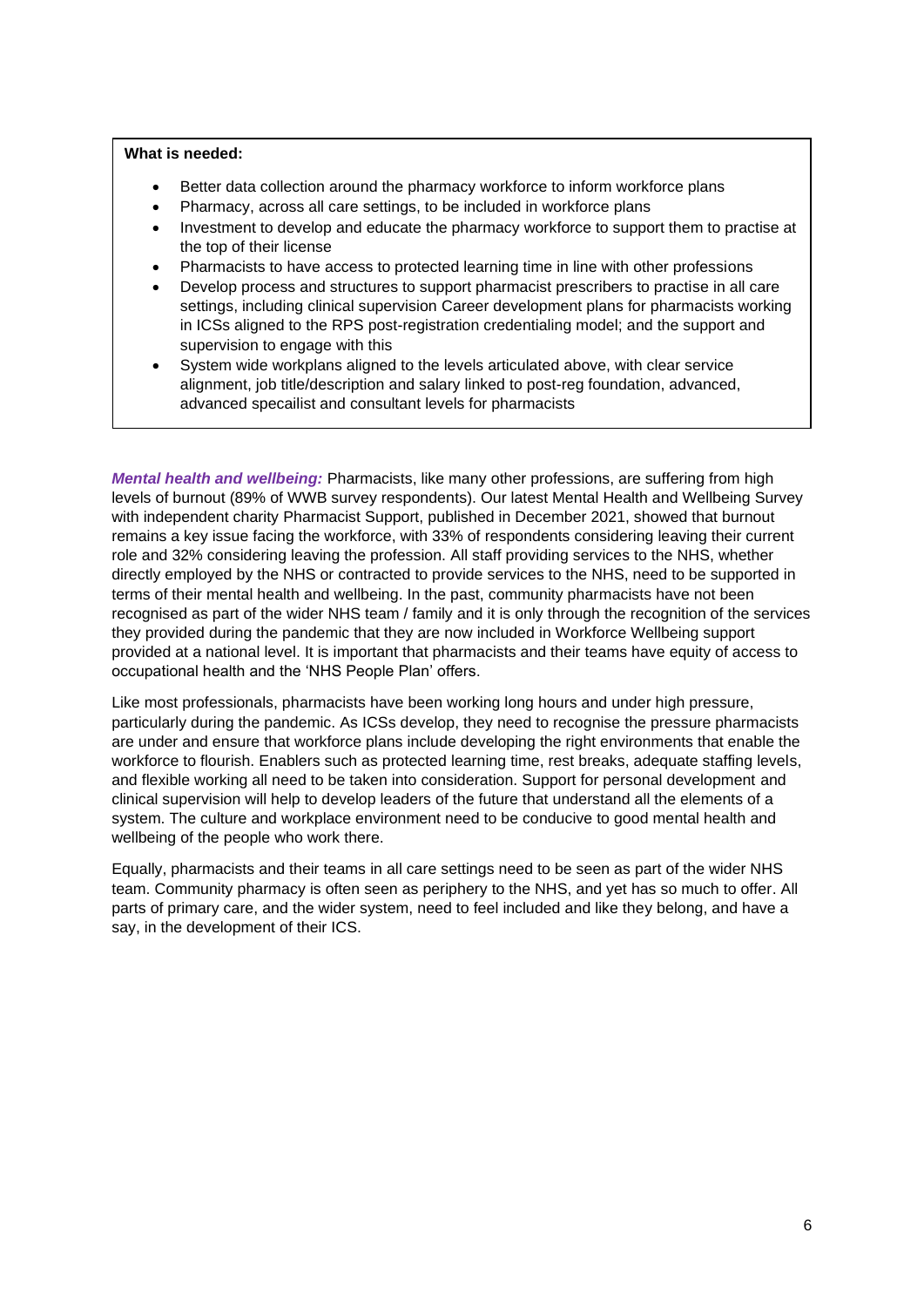**What is needed:**

- Better data collection around the pharmacy workforce to inform workforce plans
- Pharmacy, across all care settings, to be included in workforce plans
- Investment to develop and educate the pharmacy workforce to support them to practise at the top of their license
- Pharmacists to have access to protected learning time in line with other professions
- Develop process and structures to support pharmacist prescribers to practise in all care settings, including clinical supervision Career development plans for pharmacists working in ICSs aligned to the RPS post-registration credentialing model; and the support and supervision to engage with this
- System wide workplans aligned to the levels articulated above, with clear service alignment, job title/description and salary linked to post-reg foundation, advanced, advanced specailist and consultant levels for pharmacists

***Mental health and wellbeing:*** Pharmacists, like many other professions, are suffering from high levels of burnout (89% of WWB survey respondents). Our latest Mental Health and Wellbeing Survey with independent charity Pharmacist Support, published in December 2021, showed that burnout remains a key issue facing the workforce, with 33% of respondents considering leaving their current role and 32% considering leaving the profession. All staff providing services to the NHS, whether directly employed by the NHS or contracted to provide services to the NHS, need to be supported in terms of their mental health and wellbeing. In the past, community pharmacists have not been recognised as part of the wider NHS team / family and it is only through the recognition of the services they provided during the pandemic that they are now included in Workforce Wellbeing support provided at a national level. It is important that pharmacists and their teams have equity of access to occupational health and the 'NHS People Plan' offers.

Like most professionals, pharmacists have been working long hours and under high pressure, particularly during the pandemic. As ICSs develop, they need to recognise the pressure pharmacists are under and ensure that workforce plans include developing the right environments that enable the workforce to flourish. Enablers such as protected learning time, rest breaks, adequate staffing levels, and flexible working all need to be taken into consideration. Support for personal development and clinical supervision will help to develop leaders of the future that understand all the elements of a system. The culture and workplace environment need to be conducive to good mental health and wellbeing of the people who work there.

Equally, pharmacists and their teams in all care settings need to be seen as part of the wider NHS team. Community pharmacy is often seen as periphery to the NHS, and yet has so much to offer. All parts of primary care, and the wider system, need to feel included and like they belong, and have a say, in the development of their ICS.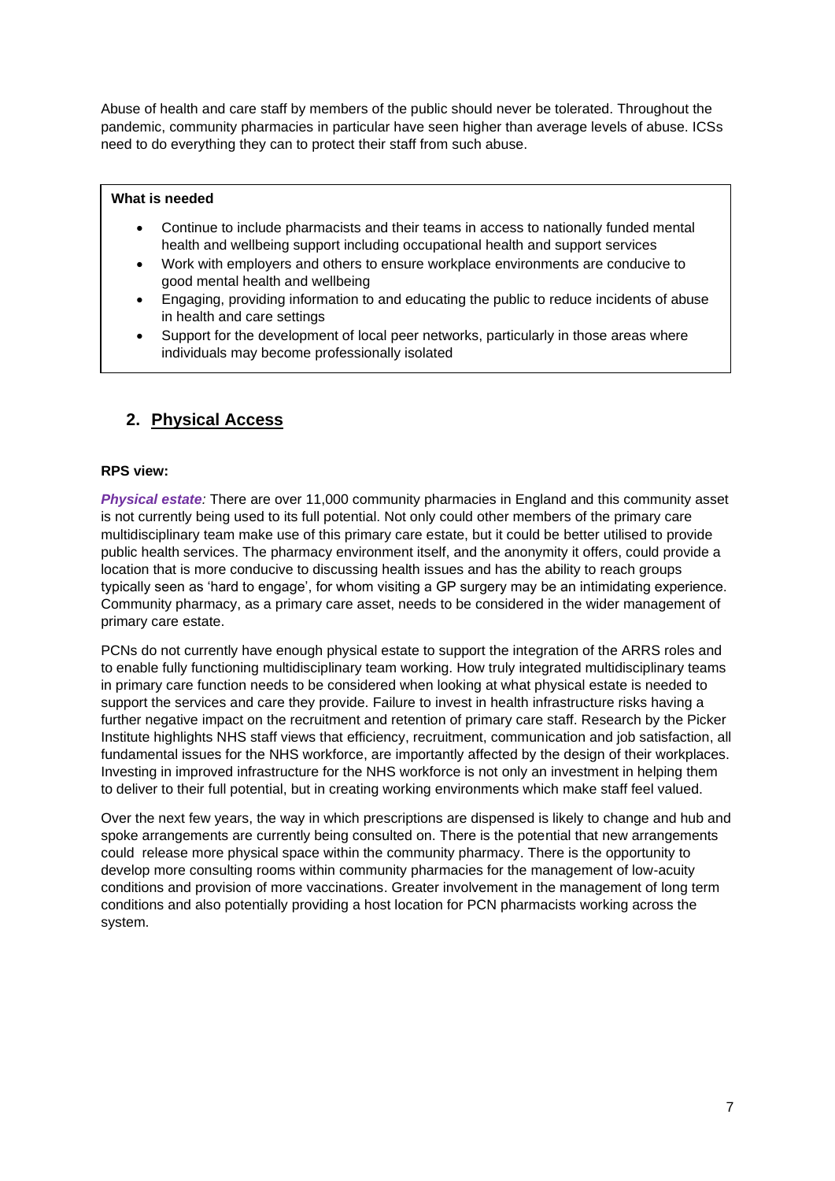Abuse of health and care staff by members of the public should never be tolerated. Throughout the pandemic, community pharmacies in particular have seen higher than average levels of abuse. ICSs need to do everything they can to protect their staff from such abuse.

**What is needed**

- Continue to include pharmacists and their teams in access to nationally funded mental health and wellbeing support including occupational health and support services
- Work with employers and others to ensure workplace environments are conducive to good mental health and wellbeing
- Engaging, providing information to and educating the public to reduce incidents of abuse in health and care settings
- Support for the development of local peer networks, particularly in those areas where individuals may become professionally isolated

## 2. Physical Access

**RPS view:**

***Physical estate****:* There are over 11,000 community pharmacies in England and this community asset is not currently being used to its full potential. Not only could other members of the primary care multidisciplinary team make use of this primary care estate, but it could be better utilised to provide public health services. The pharmacy environment itself, and the anonymity it offers, could provide a location that is more conducive to discussing health issues and has the ability to reach groups typically seen as 'hard to engage', for whom visiting a GP surgery may be an intimidating experience. Community pharmacy, as a primary care asset, needs to be considered in the wider management of primary care estate.

PCNs do not currently have enough physical estate to support the integration of the ARRS roles and to enable fully functioning multidisciplinary team working. How truly integrated multidisciplinary teams in primary care function needs to be considered when looking at what physical estate is needed to support the services and care they provide. Failure to invest in health infrastructure risks having a further negative impact on the recruitment and retention of primary care staff. Research by the Picker Institute highlights NHS staff views that efficiency, recruitment, communication and job satisfaction, all fundamental issues for the NHS workforce, are importantly affected by the design of their workplaces. Investing in improved infrastructure for the NHS workforce is not only an investment in helping them to deliver to their full potential, but in creating working environments which make staff feel valued.

Over the next few years, the way in which prescriptions are dispensed is likely to change and hub and spoke arrangements are currently being consulted on. There is the potential that new arrangements could release more physical space within the community pharmacy. There is the opportunity to develop more consulting rooms within community pharmacies for the management of low-acuity conditions and provision of more vaccinations. Greater involvement in the management of long term conditions and also potentially providing a host location for PCN pharmacists working across the system.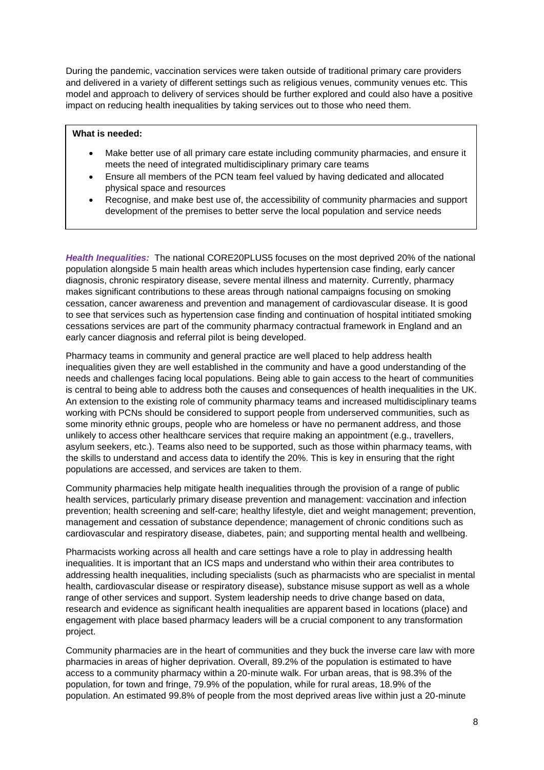During the pandemic, vaccination services were taken outside of traditional primary care providers and delivered in a variety of different settings such as religious venues, community venues etc. This model and approach to delivery of services should be further explored and could also have a positive impact on reducing health inequalities by taking services out to those who need them.

**What is needed:**

- Make better use of all primary care estate including community pharmacies, and ensure it meets the need of integrated multidisciplinary primary care teams
- Ensure all members of the PCN team feel valued by having dedicated and allocated physical space and resources
- Recognise, and make best use of, the accessibility of community pharmacies and support development of the premises to better serve the local population and service needs

***Health Inequalities:*** The national CORE20PLUS5 focuses on the most deprived 20% of the national population alongside 5 main health areas which includes hypertension case finding, early cancer diagnosis, chronic respiratory disease, severe mental illness and maternity. Currently, pharmacy makes significant contributions to these areas through national campaigns focusing on smoking cessation, cancer awareness and prevention and management of cardiovascular disease. It is good to see that services such as hypertension case finding and continuation of hospital intitiated smoking cessations services are part of the community pharmacy contractual framework in England and an early cancer diagnosis and referral pilot is being developed.

Pharmacy teams in community and general practice are well placed to help address health inequalities given they are well established in the community and have a good understanding of the needs and challenges facing local populations. Being able to gain access to the heart of communities is central to being able to address both the causes and consequences of health inequalities in the UK. An extension to the existing role of community pharmacy teams and increased multidisciplinary teams working with PCNs should be considered to support people from underserved communities, such as some minority ethnic groups, people who are homeless or have no permanent address, and those unlikely to access other healthcare services that require making an appointment (e.g., travellers, asylum seekers, etc.). Teams also need to be supported, such as those within pharmacy teams, with the skills to understand and access data to identify the 20%. This is key in ensuring that the right populations are accessed, and services are taken to them.

Community pharmacies help mitigate health inequalities through the provision of a range of public health services, particularly primary disease prevention and management: vaccination and infection prevention; health screening and self-care; healthy lifestyle, diet and weight management; prevention, management and cessation of substance dependence; management of chronic conditions such as cardiovascular and respiratory disease, diabetes, pain; and supporting mental health and wellbeing.

Pharmacists working across all health and care settings have a role to play in addressing health inequalities. It is important that an ICS maps and understand who within their area contributes to addressing health inequalities, including specialists (such as pharmacists who are specialist in mental health, cardiovascular disease or respiratory disease), substance misuse support as well as a whole range of other services and support. System leadership needs to drive change based on data, research and evidence as significant health inequalities are apparent based in locations (place) and engagement with place based pharmacy leaders will be a crucial component to any transformation project.

Community pharmacies are in the heart of communities and they buck the inverse care law with more pharmacies in areas of higher deprivation. Overall, 89.2% of the population is estimated to have access to a community pharmacy within a 20-minute walk. For urban areas, that is 98.3% of the population, for town and fringe, 79.9% of the population, while for rural areas, 18.9% of the population. An estimated 99.8% of people from the most deprived areas live within just a 20-minute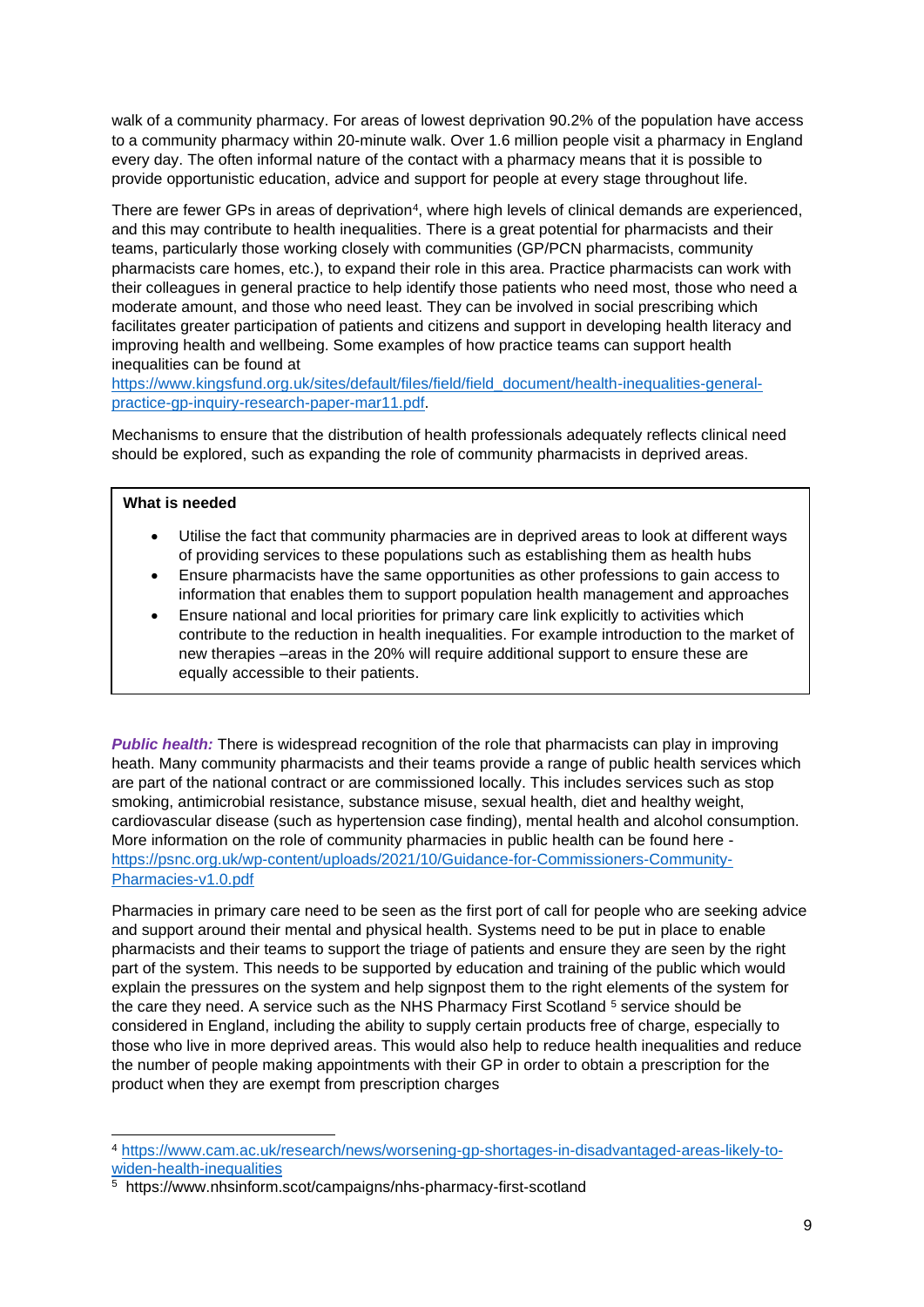walk of a community pharmacy. For areas of lowest deprivation 90.2% of the population have access to a community pharmacy within 20-minute walk. Over 1.6 million people visit a pharmacy in England every day. The often informal nature of the contact with a pharmacy means that it is possible to provide opportunistic education, advice and support for people at every stage throughout life.

There are fewer GPs in areas of deprivation[4], where high levels of clinical demands are experienced, and this may contribute to health inequalities. There is a great potential for pharmacists and their teams, particularly those working closely with communities (GP/PCN pharmacists, community pharmacists care homes, etc.), to expand their role in this area. Practice pharmacists can work with their colleagues in general practice to help identify those patients who need most, those who need a moderate amount, and those who need least. They can be involved in social prescribing which facilitates greater participation of patients and citizens and support in developing health literacy and improving health and wellbeing. Some examples of how practice teams can support health inequalities can be found at https://www.kingsfund.org.uk/sites/default/files/field/field_document/health-inequalities-general-practice-gp-inquiry-research-paper-mar11.pdf.

Mechanisms to ensure that the distribution of health professionals adequately reflects clinical need should be explored, such as expanding the role of community pharmacists in deprived areas.

**What is needed**

- Utilise the fact that community pharmacies are in deprived areas to look at different ways of providing services to these populations such as establishing them as health hubs
- Ensure pharmacists have the same opportunities as other professions to gain access to information that enables them to support population health management and approaches
- Ensure national and local priorities for primary care link explicitly to activities which contribute to the reduction in health inequalities. For example introduction to the market of new therapies –areas in the 20% will require additional support to ensure these are equally accessible to their patients.

***Public health:*** There is widespread recognition of the role that pharmacists can play in improving heath. Many community pharmacists and their teams provide a range of public health services which are part of the national contract or are commissioned locally. This includes services such as stop smoking, antimicrobial resistance, substance misuse, sexual health, diet and healthy weight, cardiovascular disease (such as hypertension case finding), mental health and alcohol consumption. More information on the role of community pharmacies in public health can be found here - https://psnc.org.uk/wp-content/uploads/2021/10/Guidance-for-Commissioners-Community-Pharmacies-v1.0.pdf

Pharmacies in primary care need to be seen as the first port of call for people who are seeking advice and support around their mental and physical health. Systems need to be put in place to enable pharmacists and their teams to support the triage of patients and ensure they are seen by the right part of the system. This needs to be supported by education and training of the public which would explain the pressures on the system and help signpost them to the right elements of the system for the care they need. A service such as the NHS Pharmacy First Scotland [5] service should be considered in England, including the ability to supply certain products free of charge, especially to those who live in more deprived areas. This would also help to reduce health inequalities and reduce the number of people making appointments with their GP in order to obtain a prescription for the product when they are exempt from prescription charges

---

[4] https://www.cam.ac.uk/research/news/worsening-gp-shortages-in-disadvantaged-areas-likely-to-widen-health-inequalities

[5] https://www.nhsinform.scot/campaigns/nhs-pharmacy-first-scotland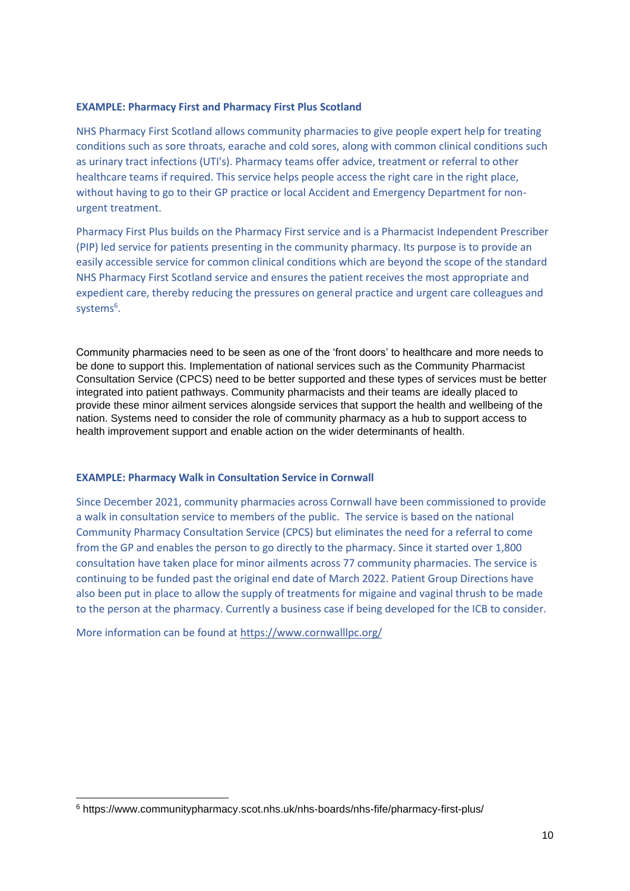**EXAMPLE: Pharmacy First and Pharmacy First Plus Scotland**

NHS Pharmacy First Scotland allows community pharmacies to give people expert help for treating conditions such as sore throats, earache and cold sores, along with common clinical conditions such as urinary tract infections (UTI's). Pharmacy teams offer advice, treatment or referral to other healthcare teams if required. This service helps people access the right care in the right place, without having to go to their GP practice or local Accident and Emergency Department for non-urgent treatment.

Pharmacy First Plus builds on the Pharmacy First service and is a Pharmacist Independent Prescriber (PIP) led service for patients presenting in the community pharmacy. Its purpose is to provide an easily accessible service for common clinical conditions which are beyond the scope of the standard NHS Pharmacy First Scotland service and ensures the patient receives the most appropriate and expedient care, thereby reducing the pressures on general practice and urgent care colleagues and systems[6].

Community pharmacies need to be seen as one of the 'front doors' to healthcare and more needs to be done to support this. Implementation of national services such as the Community Pharmacist Consultation Service (CPCS) need to be better supported and these types of services must be better integrated into patient pathways. Community pharmacists and their teams are ideally placed to provide these minor ailment services alongside services that support the health and wellbeing of the nation. Systems need to consider the role of community pharmacy as a hub to support access to health improvement support and enable action on the wider determinants of health.

**EXAMPLE: Pharmacy Walk in Consultation Service in Cornwall**

Since December 2021, community pharmacies across Cornwall have been commissioned to provide a walk in consultation service to members of the public. The service is based on the national Community Pharmacy Consultation Service (CPCS) but eliminates the need for a referral to come from the GP and enables the person to go directly to the pharmacy. Since it started over 1,800 consultation have taken place for minor ailments across 77 community pharmacies. The service is continuing to be funded past the original end date of March 2022. Patient Group Directions have also been put in place to allow the supply of treatments for migaine and vaginal thrush to be made to the person at the pharmacy. Currently a business case if being developed for the ICB to consider.

More information can be found at https://www.cornwalllpc.org/

[6] https://www.communitypharmacy.scot.nhs.uk/nhs-boards/nhs-fife/pharmacy-first-plus/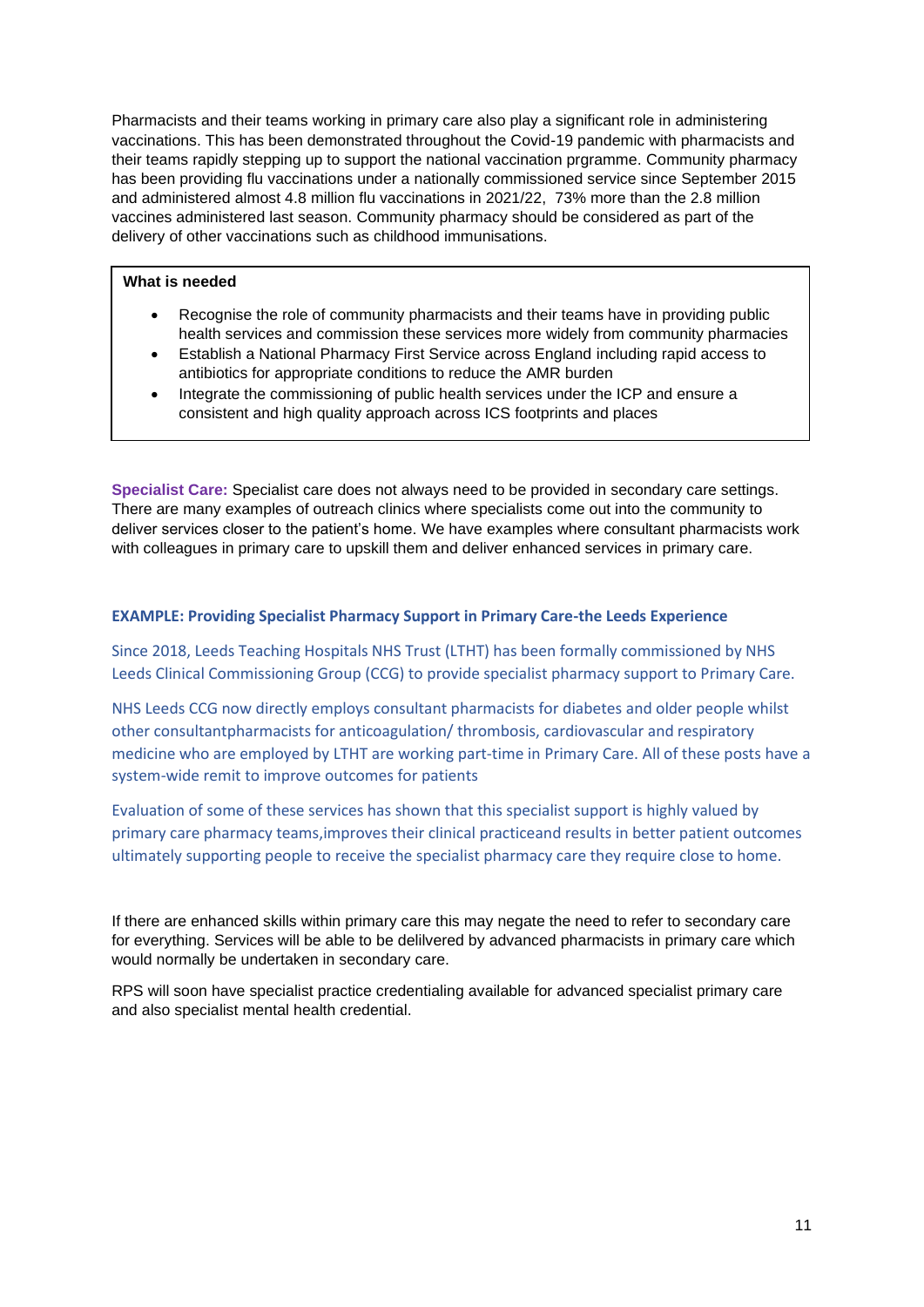Pharmacists and their teams working in primary care also play a significant role in administering vaccinations. This has been demonstrated throughout the Covid-19 pandemic with pharmacists and their teams rapidly stepping up to support the national vaccination prgramme. Community pharmacy has been providing flu vaccinations under a nationally commissioned service since September 2015 and administered almost 4.8 million flu vaccinations in 2021/22, 73% more than the 2.8 million vaccines administered last season. Community pharmacy should be considered as part of the delivery of other vaccinations such as childhood immunisations.

**What is needed**

- Recognise the role of community pharmacists and their teams have in providing public health services and commission these services more widely from community pharmacies
- Establish a National Pharmacy First Service across England including rapid access to antibiotics for appropriate conditions to reduce the AMR burden
- Integrate the commissioning of public health services under the ICP and ensure a consistent and high quality approach across ICS footprints and places

**Specialist Care:** Specialist care does not always need to be provided in secondary care settings. There are many examples of outreach clinics where specialists come out into the community to deliver services closer to the patient's home. We have examples where consultant pharmacists work with colleagues in primary care to upskill them and deliver enhanced services in primary care.

**EXAMPLE: Providing Specialist Pharmacy Support in Primary Care-the Leeds Experience**

Since 2018, Leeds Teaching Hospitals NHS Trust (LTHT) has been formally commissioned by NHS Leeds Clinical Commissioning Group (CCG) to provide specialist pharmacy support to Primary Care.

NHS Leeds CCG now directly employs consultant pharmacists for diabetes and older people whilst other consultantpharmacists for anticoagulation/ thrombosis, cardiovascular and respiratory medicine who are employed by LTHT are working part-time in Primary Care. All of these posts have a system-wide remit to improve outcomes for patients

Evaluation of some of these services has shown that this specialist support is highly valued by primary care pharmacy teams,improves their clinical practiceand results in better patient outcomes ultimately supporting people to receive the specialist pharmacy care they require close to home.

If there are enhanced skills within primary care this may negate the need to refer to secondary care for everything. Services will be able to be delilvered by advanced pharmacists in primary care which would normally be undertaken in secondary care.

RPS will soon have specialist practice credentialing available for advanced specialist primary care and also specialist mental health credential.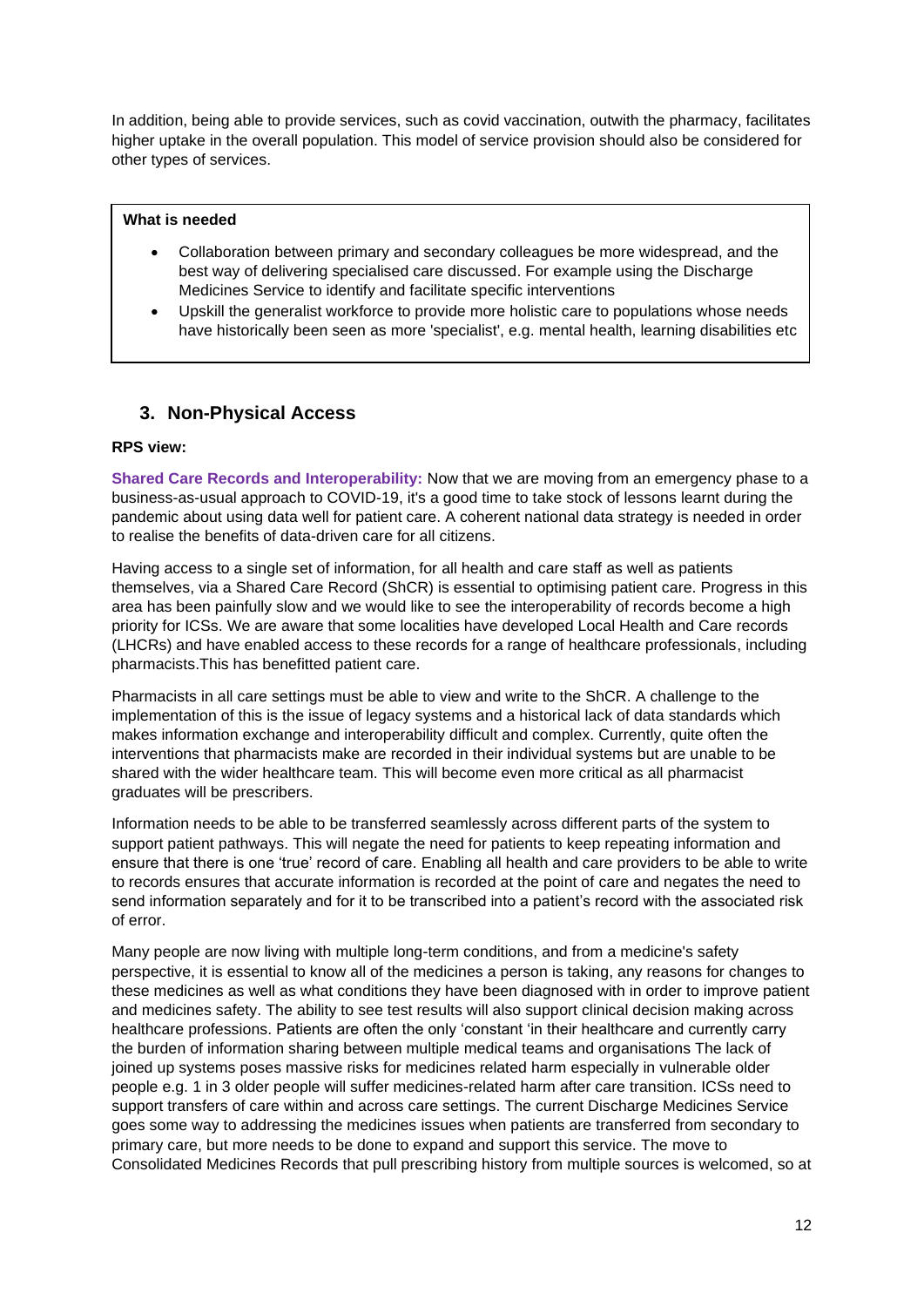In addition, being able to provide services, such as covid vaccination, outwith the pharmacy, facilitates higher uptake in the overall population. This model of service provision should also be considered for other types of services.

**What is needed**

- Collaboration between primary and secondary colleagues be more widespread, and the best way of delivering specialised care discussed. For example using the Discharge Medicines Service to identify and facilitate specific interventions
- Upskill the generalist workforce to provide more holistic care to populations whose needs have historically been seen as more 'specialist', e.g. mental health, learning disabilities etc

## 3. Non-Physical Access

**RPS view:**

**Shared Care Records and Interoperability:** Now that we are moving from an emergency phase to a business-as-usual approach to COVID-19, it's a good time to take stock of lessons learnt during the pandemic about using data well for patient care. A coherent national data strategy is needed in order to realise the benefits of data-driven care for all citizens.

Having access to a single set of information, for all health and care staff as well as patients themselves, via a Shared Care Record (ShCR) is essential to optimising patient care. Progress in this area has been painfully slow and we would like to see the interoperability of records become a high priority for ICSs. We are aware that some localities have developed Local Health and Care records (LHCRs) and have enabled access to these records for a range of healthcare professionals, including pharmacists.This has benefitted patient care.

Pharmacists in all care settings must be able to view and write to the ShCR. A challenge to the implementation of this is the issue of legacy systems and a historical lack of data standards which makes information exchange and interoperability difficult and complex. Currently, quite often the interventions that pharmacists make are recorded in their individual systems but are unable to be shared with the wider healthcare team. This will become even more critical as all pharmacist graduates will be prescribers.

Information needs to be able to be transferred seamlessly across different parts of the system to support patient pathways. This will negate the need for patients to keep repeating information and ensure that there is one 'true' record of care. Enabling all health and care providers to be able to write to records ensures that accurate information is recorded at the point of care and negates the need to send information separately and for it to be transcribed into a patient's record with the associated risk of error.

Many people are now living with multiple long-term conditions, and from a medicine's safety perspective, it is essential to know all of the medicines a person is taking, any reasons for changes to these medicines as well as what conditions they have been diagnosed with in order to improve patient and medicines safety. The ability to see test results will also support clinical decision making across healthcare professions. Patients are often the only 'constant 'in their healthcare and currently carry the burden of information sharing between multiple medical teams and organisations The lack of joined up systems poses massive risks for medicines related harm especially in vulnerable older people e.g. 1 in 3 older people will suffer medicines-related harm after care transition. ICSs need to support transfers of care within and across care settings. The current Discharge Medicines Service goes some way to addressing the medicines issues when patients are transferred from secondary to primary care, but more needs to be done to expand and support this service. The move to Consolidated Medicines Records that pull prescribing history from multiple sources is welcomed, so at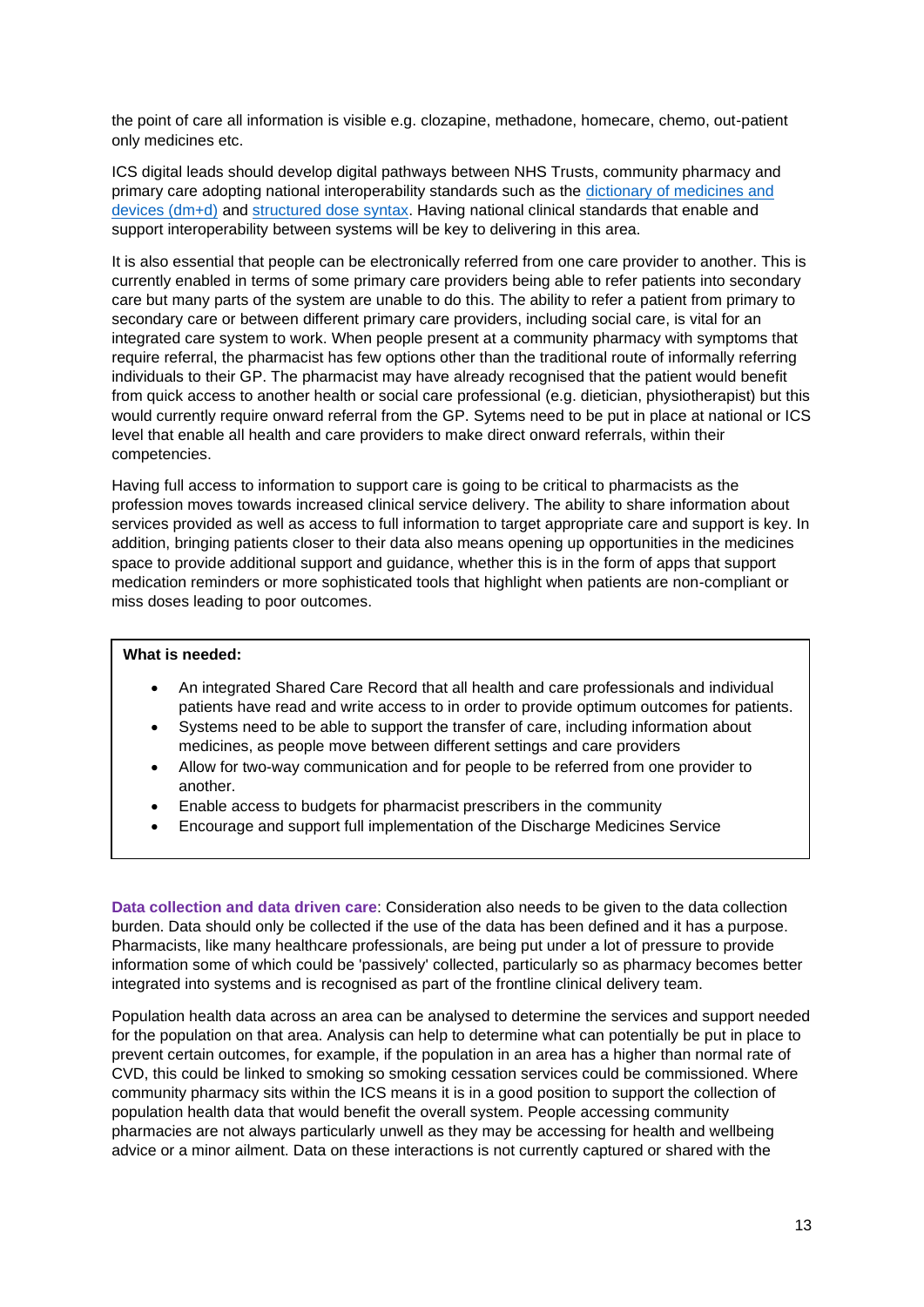the point of care all information is visible e.g. clozapine, methadone, homecare, chemo, out-patient only medicines etc.

ICS digital leads should develop digital pathways between NHS Trusts, community pharmacy and primary care adopting national interoperability standards such as the [dictionary of medicines and devices (dm+d)] and [structured dose syntax]. Having national clinical standards that enable and support interoperability between systems will be key to delivering in this area.

It is also essential that people can be electronically referred from one care provider to another. This is currently enabled in terms of some primary care providers being able to refer patients into secondary care but many parts of the system are unable to do this. The ability to refer a patient from primary to secondary care or between different primary care providers, including social care, is vital for an integrated care system to work. When people present at a community pharmacy with symptoms that require referral, the pharmacist has few options other than the traditional route of informally referring individuals to their GP. The pharmacist may have already recognised that the patient would benefit from quick access to another health or social care professional (e.g. dietician, physiotherapist) but this would currently require onward referral from the GP. Sytems need to be put in place at national or ICS level that enable all health and care providers to make direct onward referrals, within their competencies.

Having full access to information to support care is going to be critical to pharmacists as the profession moves towards increased clinical service delivery. The ability to share information about services provided as well as access to full information to target appropriate care and support is key. In addition, bringing patients closer to their data also means opening up opportunities in the medicines space to provide additional support and guidance, whether this is in the form of apps that support medication reminders or more sophisticated tools that highlight when patients are non-compliant or miss doses leading to poor outcomes.

**What is needed:**

- An integrated Shared Care Record that all health and care professionals and individual patients have read and write access to in order to provide optimum outcomes for patients.
- Systems need to be able to support the transfer of care, including information about medicines, as people move between different settings and care providers
- Allow for two-way communication and for people to be referred from one provider to another.
- Enable access to budgets for pharmacist prescribers in the community
- Encourage and support full implementation of the Discharge Medicines Service

**Data collection and data driven care**: Consideration also needs to be given to the data collection burden. Data should only be collected if the use of the data has been defined and it has a purpose. Pharmacists, like many healthcare professionals, are being put under a lot of pressure to provide information some of which could be 'passively' collected, particularly so as pharmacy becomes better integrated into systems and is recognised as part of the frontline clinical delivery team.

Population health data across an area can be analysed to determine the services and support needed for the population on that area. Analysis can help to determine what can potentially be put in place to prevent certain outcomes, for example, if the population in an area has a higher than normal rate of CVD, this could be linked to smoking so smoking cessation services could be commissioned. Where community pharmacy sits within the ICS means it is in a good position to support the collection of population health data that would benefit the overall system. People accessing community pharmacies are not always particularly unwell as they may be accessing for health and wellbeing advice or a minor ailment. Data on these interactions is not currently captured or shared with the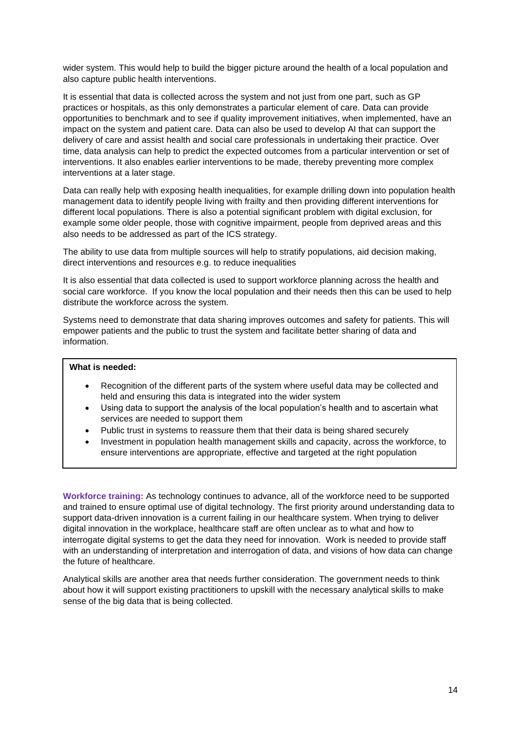wider system. This would help to build the bigger picture around the health of a local population and also capture public health interventions.

It is essential that data is collected across the system and not just from one part, such as GP practices or hospitals, as this only demonstrates a particular element of care. Data can provide opportunities to benchmark and to see if quality improvement initiatives, when implemented, have an impact on the system and patient care. Data can also be used to develop AI that can support the delivery of care and assist health and social care professionals in undertaking their practice. Over time, data analysis can help to predict the expected outcomes from a particular intervention or set of interventions. It also enables earlier interventions to be made, thereby preventing more complex interventions at a later stage.

Data can really help with exposing health inequalities, for example drilling down into population health management data to identify people living with frailty and then providing different interventions for different local populations. There is also a potential significant problem with digital exclusion, for example some older people, those with cognitive impairment, people from deprived areas and this also needs to be addressed as part of the ICS strategy.

The ability to use data from multiple sources will help to stratify populations, aid decision making, direct interventions and resources e.g. to reduce inequalities

It is also essential that data collected is used to support workforce planning across the health and social care workforce. If you know the local population and their needs then this can be used to help distribute the workforce across the system.

Systems need to demonstrate that data sharing improves outcomes and safety for patients. This will empower patients and the public to trust the system and facilitate better sharing of data and information.

**What is needed:**

- Recognition of the different parts of the system where useful data may be collected and held and ensuring this data is integrated into the wider system
- Using data to support the analysis of the local population's health and to ascertain what services are needed to support them
- Public trust in systems to reassure them that their data is being shared securely
- Investment in population health management skills and capacity, across the workforce, to ensure interventions are appropriate, effective and targeted at the right population

**Workforce training:** As technology continues to advance, all of the workforce need to be supported and trained to ensure optimal use of digital technology. The first priority around understanding data to support data-driven innovation is a current failing in our healthcare system. When trying to deliver digital innovation in the workplace, healthcare staff are often unclear as to what and how to interrogate digital systems to get the data they need for innovation. Work is needed to provide staff with an understanding of interpretation and interrogation of data, and visions of how data can change the future of healthcare.

Analytical skills are another area that needs further consideration. The government needs to think about how it will support existing practitioners to upskill with the necessary analytical skills to make sense of the big data that is being collected.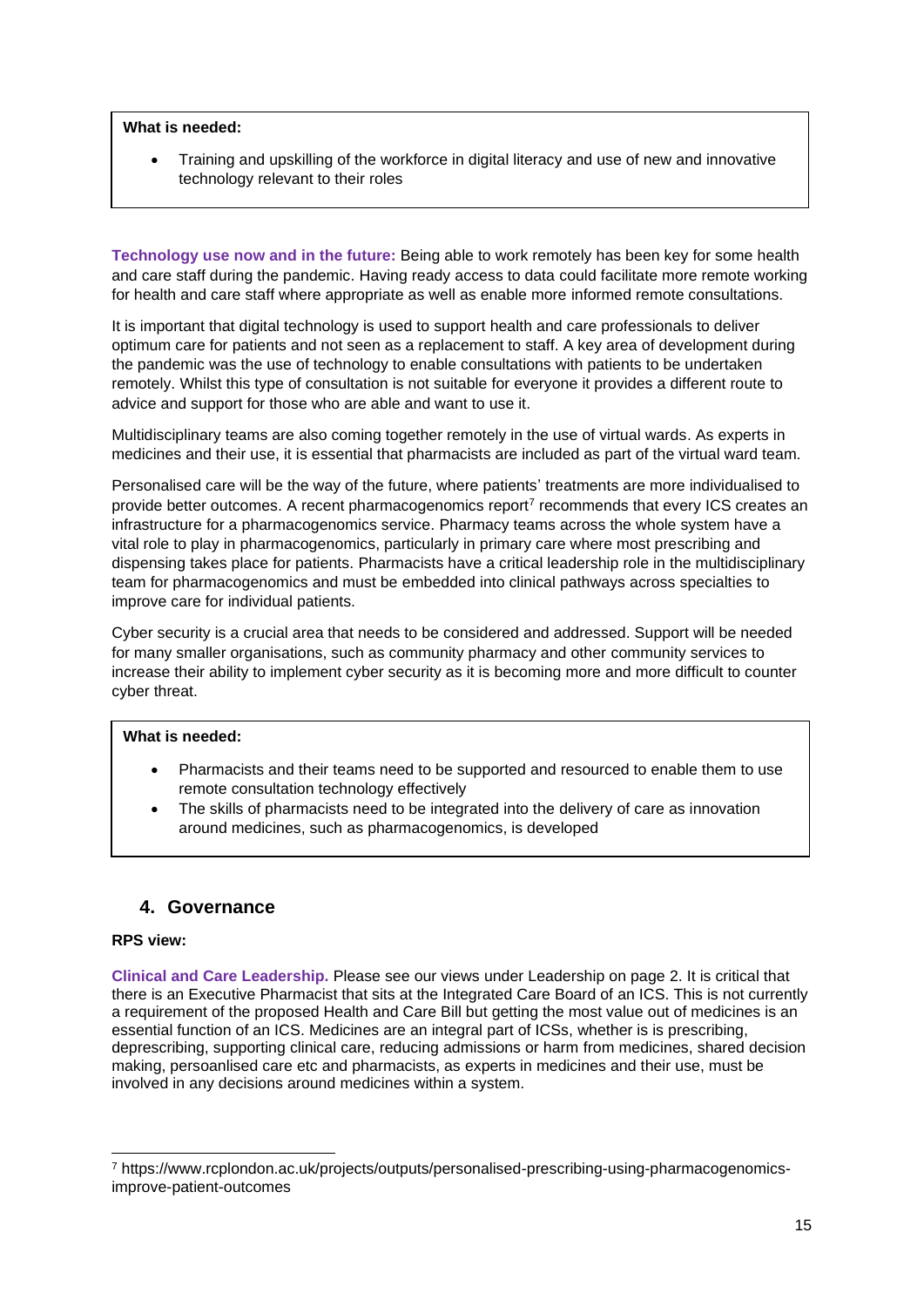**What is needed:**

- Training and upskilling of the workforce in digital literacy and use of new and innovative technology relevant to their roles

**Technology use now and in the future:** Being able to work remotely has been key for some health and care staff during the pandemic. Having ready access to data could facilitate more remote working for health and care staff where appropriate as well as enable more informed remote consultations.

It is important that digital technology is used to support health and care professionals to deliver optimum care for patients and not seen as a replacement to staff. A key area of development during the pandemic was the use of technology to enable consultations with patients to be undertaken remotely. Whilst this type of consultation is not suitable for everyone it provides a different route to advice and support for those who are able and want to use it.

Multidisciplinary teams are also coming together remotely in the use of virtual wards. As experts in medicines and their use, it is essential that pharmacists are included as part of the virtual ward team.

Personalised care will be the way of the future, where patients' treatments are more individualised to provide better outcomes. A recent pharmacogenomics report[7] recommends that every ICS creates an infrastructure for a pharmacogenomics service. Pharmacy teams across the whole system have a vital role to play in pharmacogenomics, particularly in primary care where most prescribing and dispensing takes place for patients. Pharmacists have a critical leadership role in the multidisciplinary team for pharmacogenomics and must be embedded into clinical pathways across specialties to improve care for individual patients.

Cyber security is a crucial area that needs to be considered and addressed. Support will be needed for many smaller organisations, such as community pharmacy and other community services to increase their ability to implement cyber security as it is becoming more and more difficult to counter cyber threat.

**What is needed:**

- Pharmacists and their teams need to be supported and resourced to enable them to use remote consultation technology effectively
- The skills of pharmacists need to be integrated into the delivery of care as innovation around medicines, such as pharmacogenomics, is developed

## 4. Governance

**RPS view:**

**Clinical and Care Leadership.** Please see our views under Leadership on page 2. It is critical that there is an Executive Pharmacist that sits at the Integrated Care Board of an ICS. This is not currently a requirement of the proposed Health and Care Bill but getting the most value out of medicines is an essential function of an ICS. Medicines are an integral part of ICSs, whether is is prescribing, deprescribing, supporting clinical care, reducing admissions or harm from medicines, shared decision making, persoanlised care etc and pharmacists, as experts in medicines and their use, must be involved in any decisions around medicines within a system.

[7] https://www.rcplondon.ac.uk/projects/outputs/personalised-prescribing-using-pharmacogenomics-improve-patient-outcomes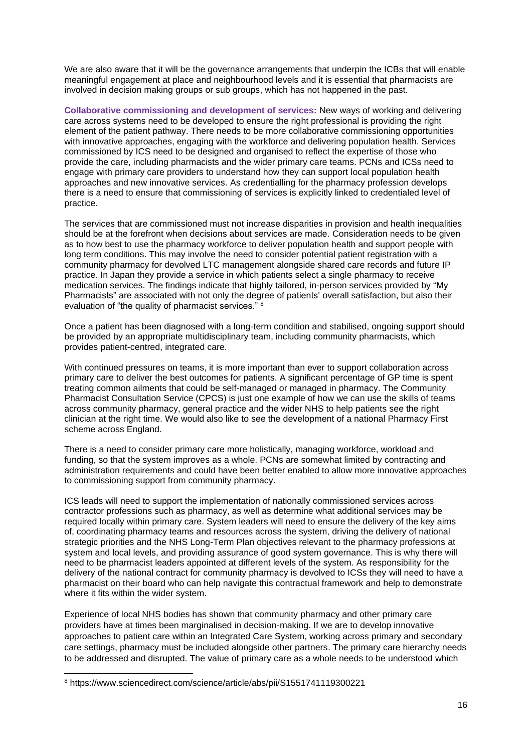We are also aware that it will be the governance arrangements that underpin the ICBs that will enable meaningful engagement at place and neighbourhood levels and it is essential that pharmacists are involved in decision making groups or sub groups, which has not happened in the past.

**Collaborative commissioning and development of services:** New ways of working and delivering care across systems need to be developed to ensure the right professional is providing the right element of the patient pathway. There needs to be more collaborative commissioning opportunities with innovative approaches, engaging with the workforce and delivering population health. Services commissioned by ICS need to be designed and organised to reflect the expertise of those who provide the care, including pharmacists and the wider primary care teams. PCNs and ICSs need to engage with primary care providers to understand how they can support local population health approaches and new innovative services. As credentialling for the pharmacy profession develops there is a need to ensure that commissioning of services is explicitly linked to credentialed level of practice.

The services that are commissioned must not increase disparities in provision and health inequalities should be at the forefront when decisions about services are made. Consideration needs to be given as to how best to use the pharmacy workforce to deliver population health and support people with long term conditions. This may involve the need to consider potential patient registration with a community pharmacy for devolved LTC management alongside shared care records and future IP practice. In Japan they provide a service in which patients select a single pharmacy to receive medication services. The findings indicate that highly tailored, in-person services provided by "My Pharmacists" are associated with not only the degree of patients' overall satisfaction, but also their evaluation of "the quality of pharmacist services." [8]

Once a patient has been diagnosed with a long-term condition and stabilised, ongoing support should be provided by an appropriate multidisciplinary team, including community pharmacists, which provides patient-centred, integrated care.

With continued pressures on teams, it is more important than ever to support collaboration across primary care to deliver the best outcomes for patients. A significant percentage of GP time is spent treating common ailments that could be self-managed or managed in pharmacy. The Community Pharmacist Consultation Service (CPCS) is just one example of how we can use the skills of teams across community pharmacy, general practice and the wider NHS to help patients see the right clinician at the right time. We would also like to see the development of a national Pharmacy First scheme across England.

There is a need to consider primary care more holistically, managing workforce, workload and funding, so that the system improves as a whole. PCNs are somewhat limited by contracting and administration requirements and could have been better enabled to allow more innovative approaches to commissioning support from community pharmacy.

ICS leads will need to support the implementation of nationally commissioned services across contractor professions such as pharmacy, as well as determine what additional services may be required locally within primary care. System leaders will need to ensure the delivery of the key aims of, coordinating pharmacy teams and resources across the system, driving the delivery of national strategic priorities and the NHS Long-Term Plan objectives relevant to the pharmacy professions at system and local levels, and providing assurance of good system governance. This is why there will need to be pharmacist leaders appointed at different levels of the system. As responsibility for the delivery of the national contract for community pharmacy is devolved to ICSs they will need to have a pharmacist on their board who can help navigate this contractual framework and help to demonstrate where it fits within the wider system.

Experience of local NHS bodies has shown that community pharmacy and other primary care providers have at times been marginalised in decision-making. If we are to develop innovative approaches to patient care within an Integrated Care System, working across primary and secondary care settings, pharmacy must be included alongside other partners. The primary care hierarchy needs to be addressed and disrupted. The value of primary care as a whole needs to be understood which

[8] https://www.sciencedirect.com/science/article/abs/pii/S1551741119300221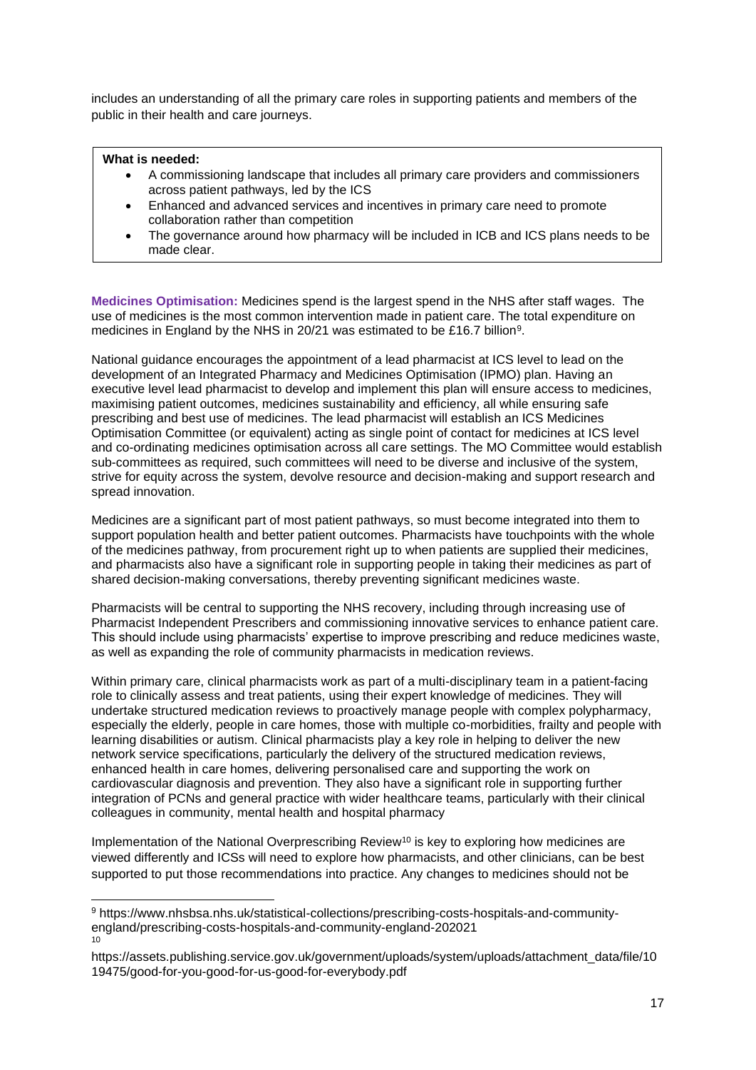includes an understanding of all the primary care roles in supporting patients and members of the public in their health and care journeys.

**What is needed:**

- A commissioning landscape that includes all primary care providers and commissioners across patient pathways, led by the ICS
- Enhanced and advanced services and incentives in primary care need to promote collaboration rather than competition
- The governance around how pharmacy will be included in ICB and ICS plans needs to be made clear.

**Medicines Optimisation:** Medicines spend is the largest spend in the NHS after staff wages. The use of medicines is the most common intervention made in patient care. The total expenditure on medicines in England by the NHS in 20/21 was estimated to be £16.7 billion[9].

National guidance encourages the appointment of a lead pharmacist at ICS level to lead on the development of an Integrated Pharmacy and Medicines Optimisation (IPMO) plan. Having an executive level lead pharmacist to develop and implement this plan will ensure access to medicines, maximising patient outcomes, medicines sustainability and efficiency, all while ensuring safe prescribing and best use of medicines. The lead pharmacist will establish an ICS Medicines Optimisation Committee (or equivalent) acting as single point of contact for medicines at ICS level and co-ordinating medicines optimisation across all care settings. The MO Committee would establish sub-committees as required, such committees will need to be diverse and inclusive of the system, strive for equity across the system, devolve resource and decision-making and support research and spread innovation.

Medicines are a significant part of most patient pathways, so must become integrated into them to support population health and better patient outcomes. Pharmacists have touchpoints with the whole of the medicines pathway, from procurement right up to when patients are supplied their medicines, and pharmacists also have a significant role in supporting people in taking their medicines as part of shared decision-making conversations, thereby preventing significant medicines waste.

Pharmacists will be central to supporting the NHS recovery, including through increasing use of Pharmacist Independent Prescribers and commissioning innovative services to enhance patient care. This should include using pharmacists' expertise to improve prescribing and reduce medicines waste, as well as expanding the role of community pharmacists in medication reviews.

Within primary care, clinical pharmacists work as part of a multi-disciplinary team in a patient-facing role to clinically assess and treat patients, using their expert knowledge of medicines. They will undertake structured medication reviews to proactively manage people with complex polypharmacy, especially the elderly, people in care homes, those with multiple co-morbidities, frailty and people with learning disabilities or autism. Clinical pharmacists play a key role in helping to deliver the new network service specifications, particularly the delivery of the structured medication reviews, enhanced health in care homes, delivering personalised care and supporting the work on cardiovascular diagnosis and prevention. They also have a significant role in supporting further integration of PCNs and general practice with wider healthcare teams, particularly with their clinical colleagues in community, mental health and hospital pharmacy

Implementation of the National Overprescribing Review[10] is key to exploring how medicines are viewed differently and ICSs will need to explore how pharmacists, and other clinicians, can be best supported to put those recommendations into practice. Any changes to medicines should not be

---

[9] https://www.nhsbsa.nhs.uk/statistical-collections/prescribing-costs-hospitals-and-community-england/prescribing-costs-hospitals-and-community-england-202021

[10] https://assets.publishing.service.gov.uk/government/uploads/system/uploads/attachment_data/file/1019475/good-for-you-good-for-us-good-for-everybody.pdf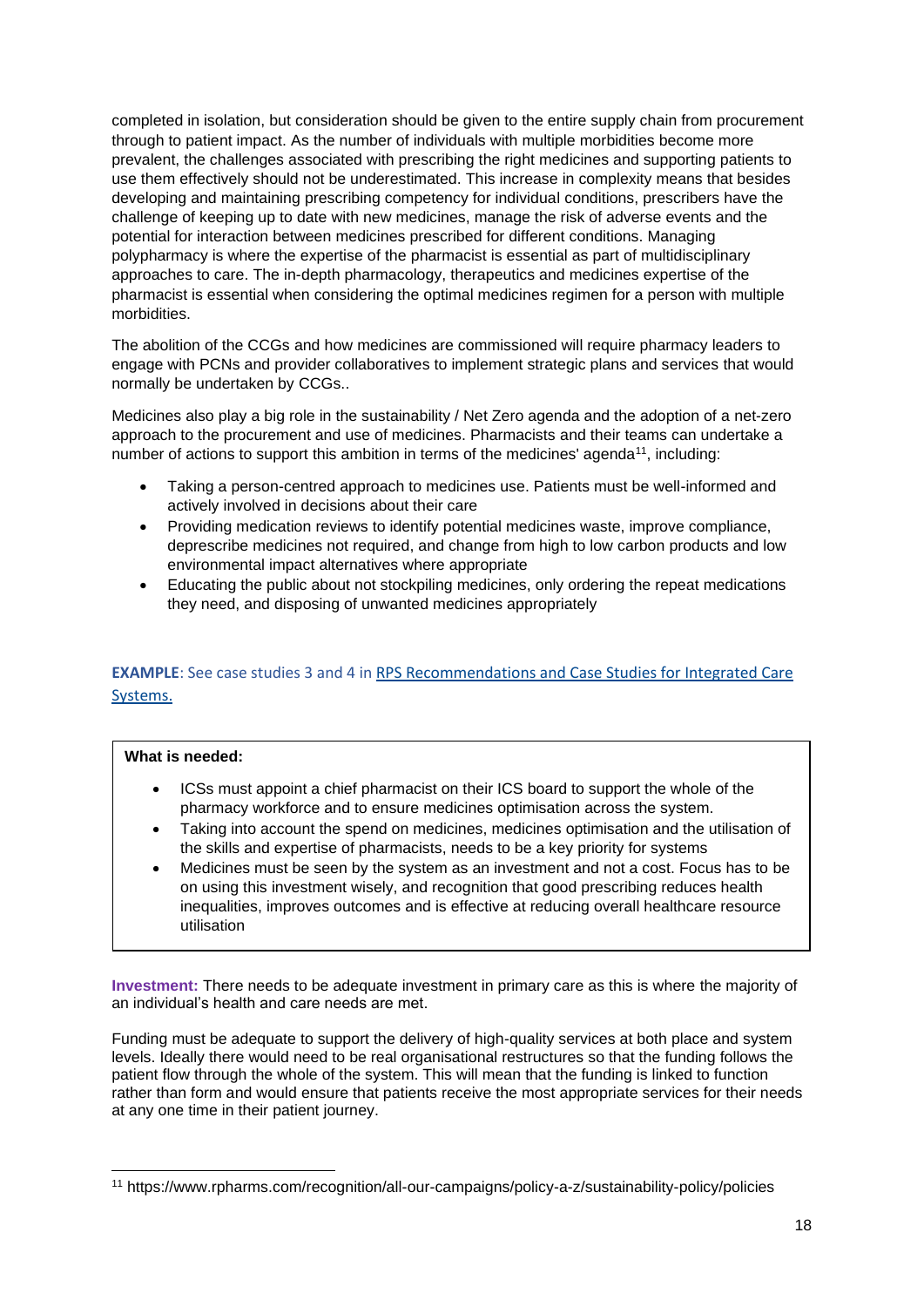completed in isolation, but consideration should be given to the entire supply chain from procurement through to patient impact. As the number of individuals with multiple morbidities become more prevalent, the challenges associated with prescribing the right medicines and supporting patients to use them effectively should not be underestimated. This increase in complexity means that besides developing and maintaining prescribing competency for individual conditions, prescribers have the challenge of keeping up to date with new medicines, manage the risk of adverse events and the potential for interaction between medicines prescribed for different conditions. Managing polypharmacy is where the expertise of the pharmacist is essential as part of multidisciplinary approaches to care. The in-depth pharmacology, therapeutics and medicines expertise of the pharmacist is essential when considering the optimal medicines regimen for a person with multiple morbidities.

The abolition of the CCGs and how medicines are commissioned will require pharmacy leaders to engage with PCNs and provider collaboratives to implement strategic plans and services that would normally be undertaken by CCGs..

Medicines also play a big role in the sustainability / Net Zero agenda and the adoption of a net-zero approach to the procurement and use of medicines. Pharmacists and their teams can undertake a number of actions to support this ambition in terms of the medicines' agenda[11], including:

- Taking a person-centred approach to medicines use. Patients must be well-informed and actively involved in decisions about their care
- Providing medication reviews to identify potential medicines waste, improve compliance, deprescribe medicines not required, and change from high to low carbon products and low environmental impact alternatives where appropriate
- Educating the public about not stockpiling medicines, only ordering the repeat medications they need, and disposing of unwanted medicines appropriately

**EXAMPLE**: See case studies 3 and 4 in RPS Recommendations and Case Studies for Integrated Care Systems.

**What is needed:**

- ICSs must appoint a chief pharmacist on their ICS board to support the whole of the pharmacy workforce and to ensure medicines optimisation across the system.
- Taking into account the spend on medicines, medicines optimisation and the utilisation of the skills and expertise of pharmacists, needs to be a key priority for systems
- Medicines must be seen by the system as an investment and not a cost. Focus has to be on using this investment wisely, and recognition that good prescribing reduces health inequalities, improves outcomes and is effective at reducing overall healthcare resource utilisation

**Investment:** There needs to be adequate investment in primary care as this is where the majority of an individual's health and care needs are met.

Funding must be adequate to support the delivery of high-quality services at both place and system levels. Ideally there would need to be real organisational restructures so that the funding follows the patient flow through the whole of the system. This will mean that the funding is linked to function rather than form and would ensure that patients receive the most appropriate services for their needs at any one time in their patient journey.

[11] https://www.rpharms.com/recognition/all-our-campaigns/policy-a-z/sustainability-policy/policies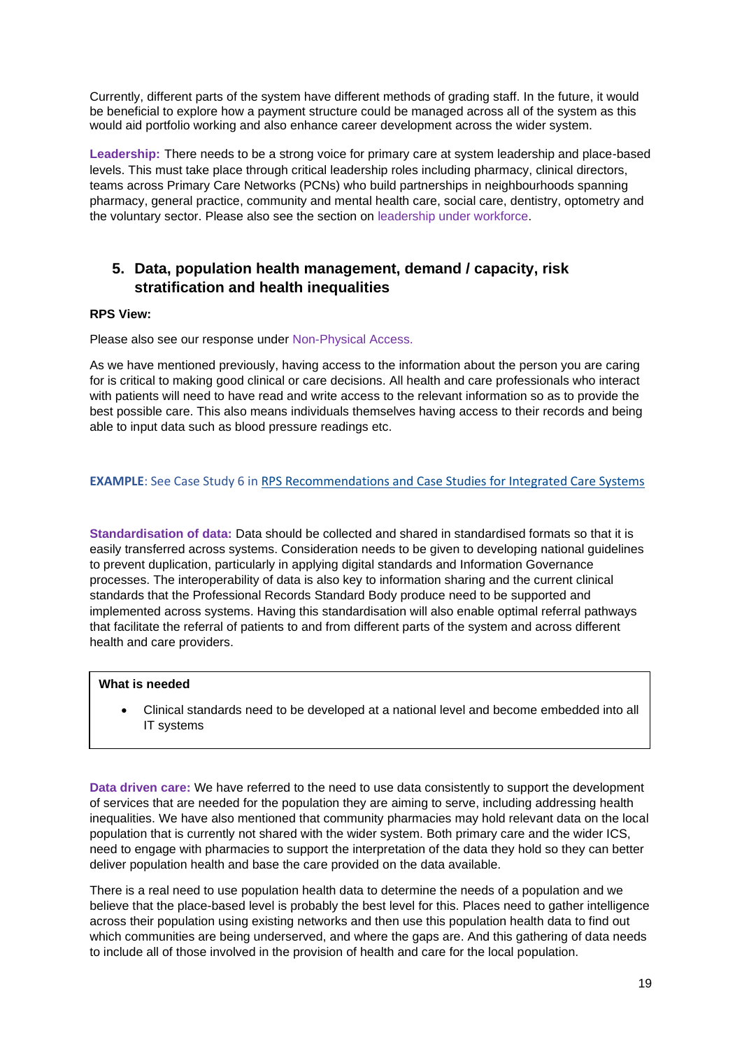Currently, different parts of the system have different methods of grading staff. In the future, it would be beneficial to explore how a payment structure could be managed across all of the system as this would aid portfolio working and also enhance career development across the wider system.

**Leadership:** There needs to be a strong voice for primary care at system leadership and place-based levels. This must take place through critical leadership roles including pharmacy, clinical directors, teams across Primary Care Networks (PCNs) who build partnerships in neighbourhoods spanning pharmacy, general practice, community and mental health care, social care, dentistry, optometry and the voluntary sector. Please also see the section on leadership under workforce.

## 5. Data, population health management, demand / capacity, risk stratification and health inequalities

**RPS View:**

Please also see our response under Non-Physical Access.

As we have mentioned previously, having access to the information about the person you are caring for is critical to making good clinical or care decisions. All health and care professionals who interact with patients will need to have read and write access to the relevant information so as to provide the best possible care. This also means individuals themselves having access to their records and being able to input data such as blood pressure readings etc.

**EXAMPLE**: See Case Study 6 in RPS Recommendations and Case Studies for Integrated Care Systems

**Standardisation of data:** Data should be collected and shared in standardised formats so that it is easily transferred across systems. Consideration needs to be given to developing national guidelines to prevent duplication, particularly in applying digital standards and Information Governance processes. The interoperability of data is also key to information sharing and the current clinical standards that the Professional Records Standard Body produce need to be supported and implemented across systems. Having this standardisation will also enable optimal referral pathways that facilitate the referral of patients to and from different parts of the system and across different health and care providers.

**What is needed**

- Clinical standards need to be developed at a national level and become embedded into all IT systems

**Data driven care:** We have referred to the need to use data consistently to support the development of services that are needed for the population they are aiming to serve, including addressing health inequalities. We have also mentioned that community pharmacies may hold relevant data on the local population that is currently not shared with the wider system. Both primary care and the wider ICS, need to engage with pharmacies to support the interpretation of the data they hold so they can better deliver population health and base the care provided on the data available.

There is a real need to use population health data to determine the needs of a population and we believe that the place-based level is probably the best level for this. Places need to gather intelligence across their population using existing networks and then use this population health data to find out which communities are being underserved, and where the gaps are. And this gathering of data needs to include all of those involved in the provision of health and care for the local population.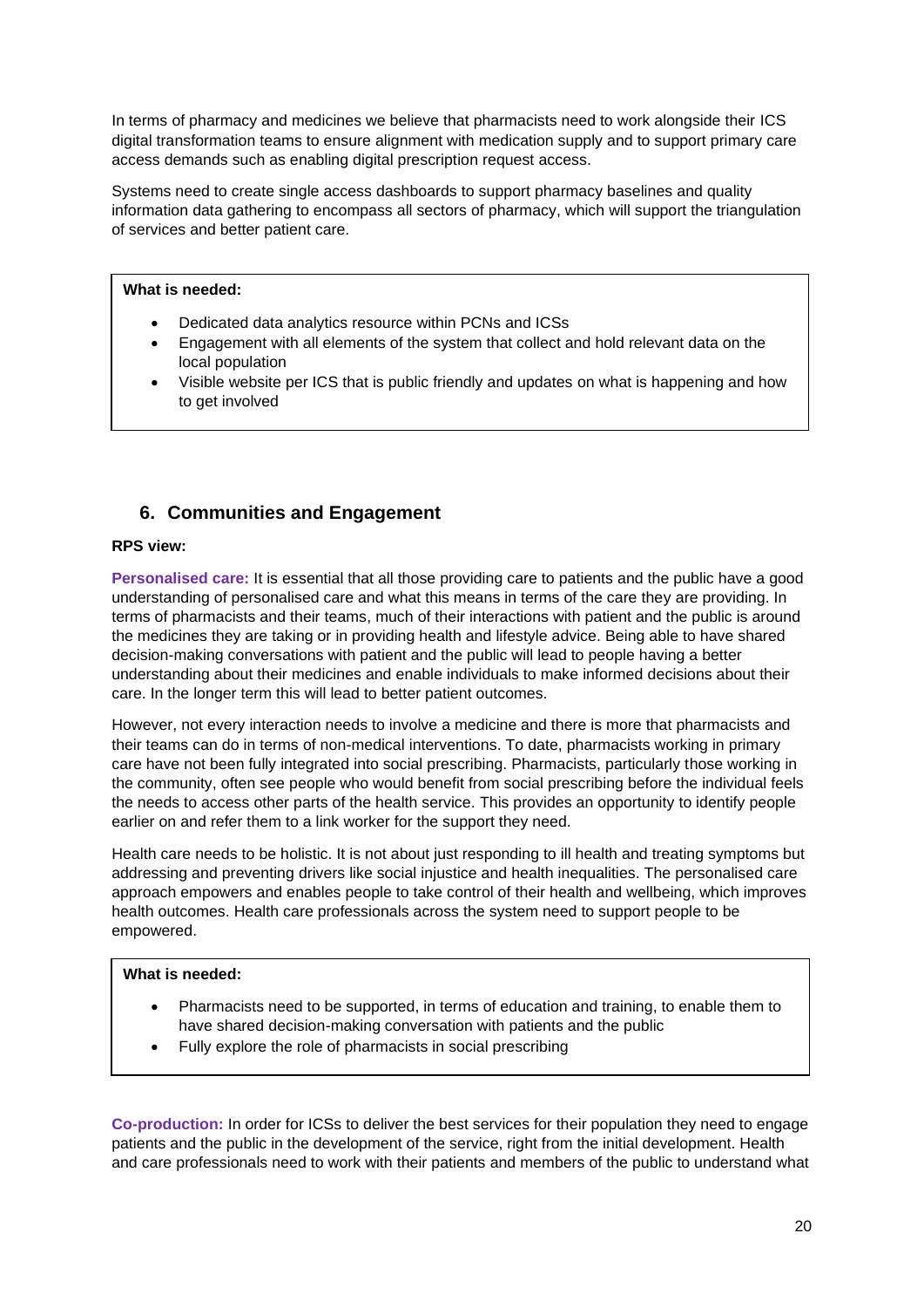In terms of pharmacy and medicines we believe that pharmacists need to work alongside their ICS digital transformation teams to ensure alignment with medication supply and to support primary care access demands such as enabling digital prescription request access.

Systems need to create single access dashboards to support pharmacy baselines and quality information data gathering to encompass all sectors of pharmacy, which will support the triangulation of services and better patient care.

> **What is needed:**
>
> - Dedicated data analytics resource within PCNs and ICSs
> - Engagement with all elements of the system that collect and hold relevant data on the local population
> - Visible website per ICS that is public friendly and updates on what is happening and how to get involved

## 6. Communities and Engagement

**RPS view:**

**Personalised care:** It is essential that all those providing care to patients and the public have a good understanding of personalised care and what this means in terms of the care they are providing. In terms of pharmacists and their teams, much of their interactions with patient and the public is around the medicines they are taking or in providing health and lifestyle advice. Being able to have shared decision-making conversations with patient and the public will lead to people having a better understanding about their medicines and enable individuals to make informed decisions about their care. In the longer term this will lead to better patient outcomes.

However, not every interaction needs to involve a medicine and there is more that pharmacists and their teams can do in terms of non-medical interventions. To date, pharmacists working in primary care have not been fully integrated into social prescribing. Pharmacists, particularly those working in the community, often see people who would benefit from social prescribing before the individual feels the needs to access other parts of the health service. This provides an opportunity to identify people earlier on and refer them to a link worker for the support they need.

Health care needs to be holistic. It is not about just responding to ill health and treating symptoms but addressing and preventing drivers like social injustice and health inequalities. The personalised care approach empowers and enables people to take control of their health and wellbeing, which improves health outcomes. Health care professionals across the system need to support people to be empowered.

> **What is needed:**
>
> - Pharmacists need to be supported, in terms of education and training, to enable them to have shared decision-making conversation with patients and the public
> - Fully explore the role of pharmacists in social prescribing

**Co-production:** In order for ICSs to deliver the best services for their population they need to engage patients and the public in the development of the service, right from the initial development. Health and care professionals need to work with their patients and members of the public to understand what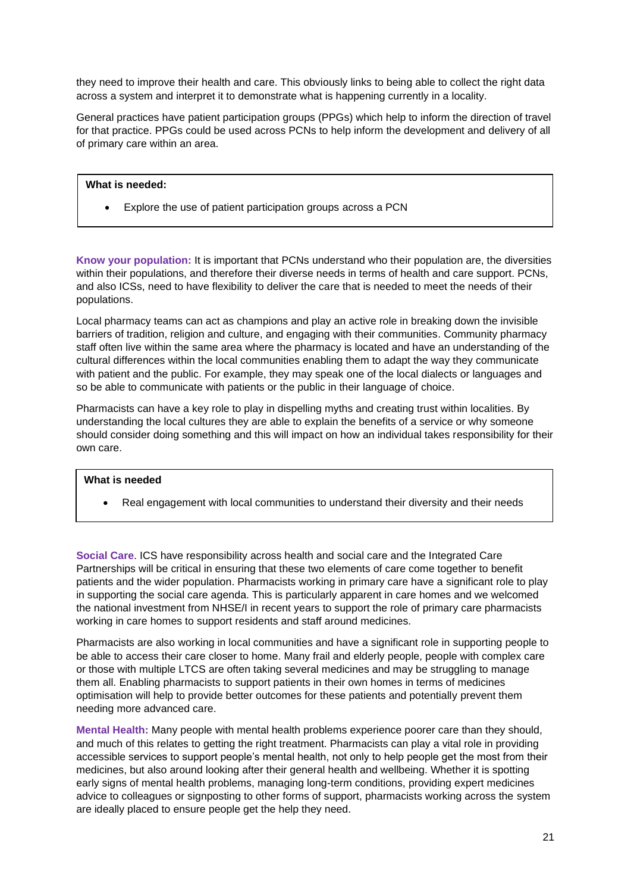they need to improve their health and care. This obviously links to being able to collect the right data across a system and interpret it to demonstrate what is happening currently in a locality.

General practices have patient participation groups (PPGs) which help to inform the direction of travel for that practice. PPGs could be used across PCNs to help inform the development and delivery of all of primary care within an area.

> **What is needed:**
>
> - Explore the use of patient participation groups across a PCN

**Know your population:** It is important that PCNs understand who their population are, the diversities within their populations, and therefore their diverse needs in terms of health and care support. PCNs, and also ICSs, need to have flexibility to deliver the care that is needed to meet the needs of their populations.

Local pharmacy teams can act as champions and play an active role in breaking down the invisible barriers of tradition, religion and culture, and engaging with their communities. Community pharmacy staff often live within the same area where the pharmacy is located and have an understanding of the cultural differences within the local communities enabling them to adapt the way they communicate with patient and the public. For example, they may speak one of the local dialects or languages and so be able to communicate with patients or the public in their language of choice.

Pharmacists can have a key role to play in dispelling myths and creating trust within localities. By understanding the local cultures they are able to explain the benefits of a service or why someone should consider doing something and this will impact on how an individual takes responsibility for their own care.

> **What is needed**
>
> - Real engagement with local communities to understand their diversity and their needs

**Social Care**. ICS have responsibility across health and social care and the Integrated Care Partnerships will be critical in ensuring that these two elements of care come together to benefit patients and the wider population. Pharmacists working in primary care have a significant role to play in supporting the social care agenda. This is particularly apparent in care homes and we welcomed the national investment from NHSE/I in recent years to support the role of primary care pharmacists working in care homes to support residents and staff around medicines.

Pharmacists are also working in local communities and have a significant role in supporting people to be able to access their care closer to home. Many frail and elderly people, people with complex care or those with multiple LTCS are often taking several medicines and may be struggling to manage them all. Enabling pharmacists to support patients in their own homes in terms of medicines optimisation will help to provide better outcomes for these patients and potentially prevent them needing more advanced care.

**Mental Health:** Many people with mental health problems experience poorer care than they should, and much of this relates to getting the right treatment. Pharmacists can play a vital role in providing accessible services to support people's mental health, not only to help people get the most from their medicines, but also around looking after their general health and wellbeing. Whether it is spotting early signs of mental health problems, managing long-term conditions, providing expert medicines advice to colleagues or signposting to other forms of support, pharmacists working across the system are ideally placed to ensure people get the help they need.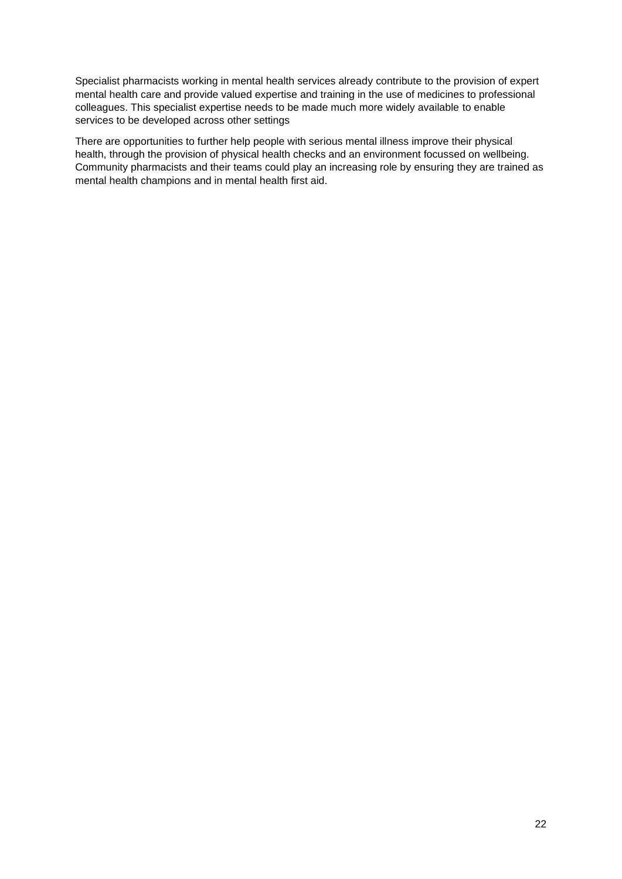Specialist pharmacists working in mental health services already contribute to the provision of expert mental health care and provide valued expertise and training in the use of medicines to professional colleagues. This specialist expertise needs to be made much more widely available to enable services to be developed across other settings

There are opportunities to further help people with serious mental illness improve their physical health, through the provision of physical health checks and an environment focussed on wellbeing. Community pharmacists and their teams could play an increasing role by ensuring they are trained as mental health champions and in mental health first aid.